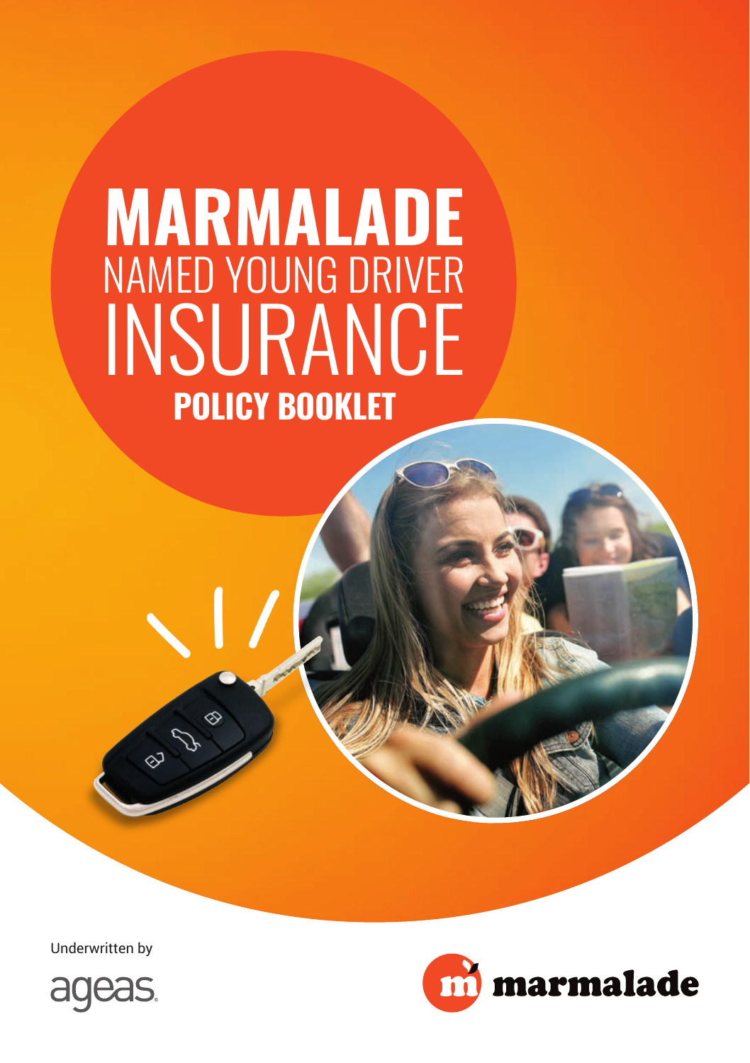# MARMALADE
## NAMED YOUNG DRIVER
# INSURANCE
## POLICY BOOKLET

Underwritten by

ageas

marmalade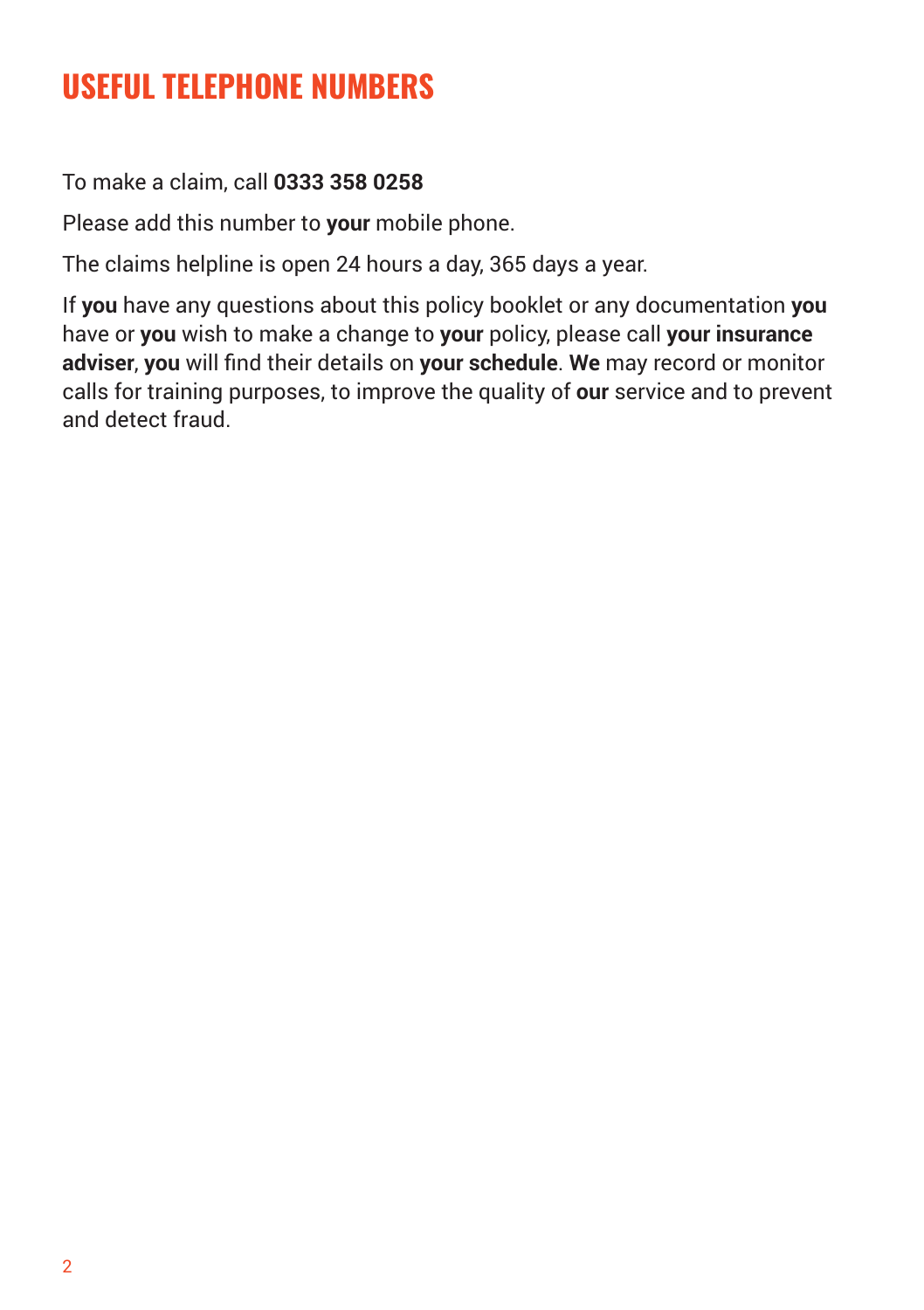# USEFUL TELEPHONE NUMBERS

To make a claim, call **0333 358 0258**

Please add this number to **your** mobile phone.

The claims helpline is open 24 hours a day, 365 days a year.

If **you** have any questions about this policy booklet or any documentation **you** have or **you** wish to make a change to **your** policy, please call **your insurance adviser**, **you** will find their details on **your schedule**. **We** may record or monitor calls for training purposes, to improve the quality of **our** service and to prevent and detect fraud.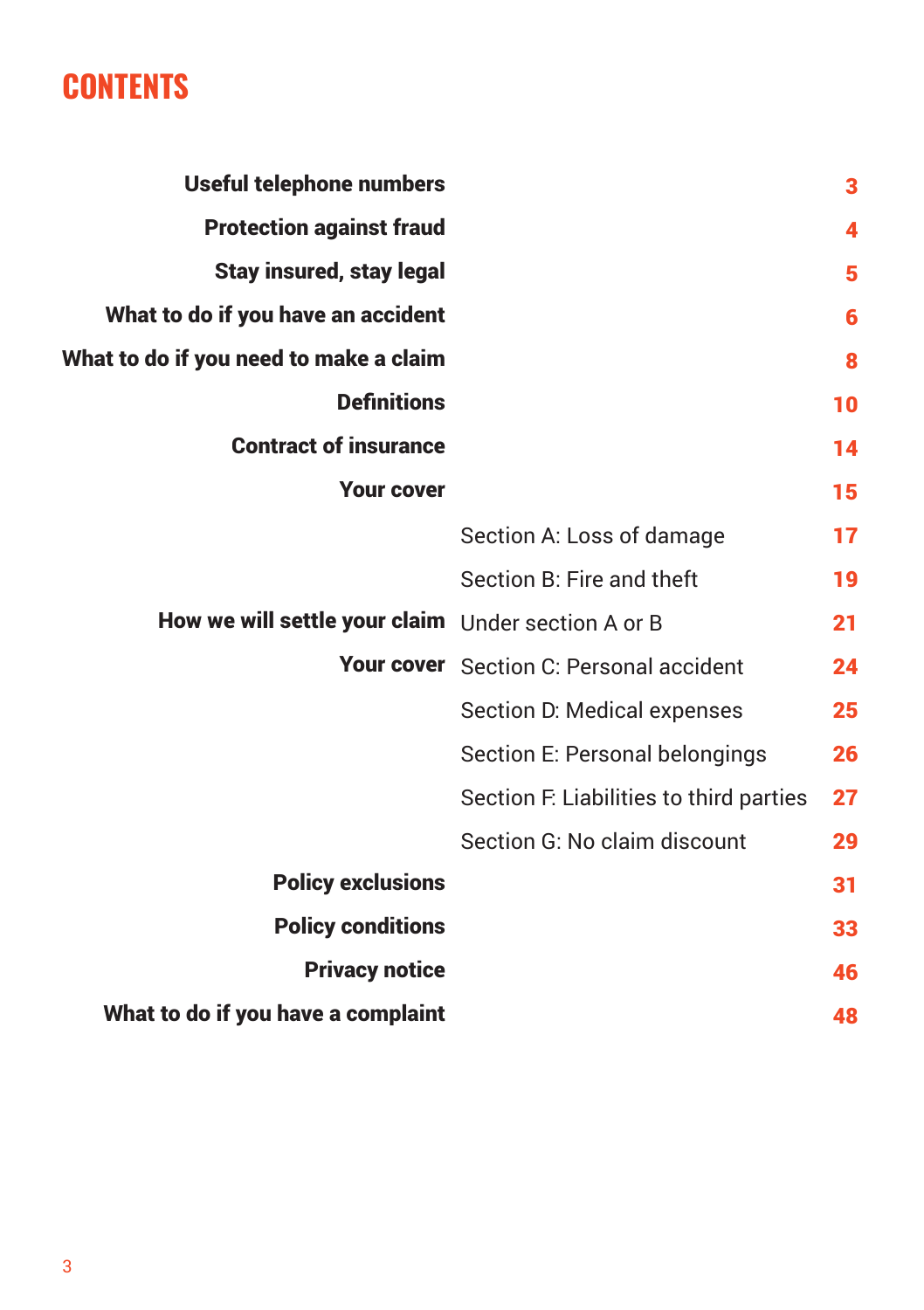# CONTENTS

| | | |
|---|---|---|
| **Useful telephone numbers** | | 3 |
| **Protection against fraud** | | 4 |
| **Stay insured, stay legal** | | 5 |
| **What to do if you have an accident** | | 6 |
| **What to do if you need to make a claim** | | 8 |
| **Definitions** | | 10 |
| **Contract of insurance** | | 14 |
| **Your cover** | | 15 |
| | Section A: Loss of damage | 17 |
| | Section B: Fire and theft | 19 |
| **How we will settle your claim** | Under section A or B | 21 |
| **Your cover** | Section C: Personal accident | 24 |
| | Section D: Medical expenses | 25 |
| | Section E: Personal belongings | 26 |
| | Section F: Liabilities to third parties | 27 |
| | Section G: No claim discount | 29 |
| **Policy exclusions** | | 31 |
| **Policy conditions** | | 33 |
| **Privacy notice** | | 46 |
| **What to do if you have a complaint** | | 48 |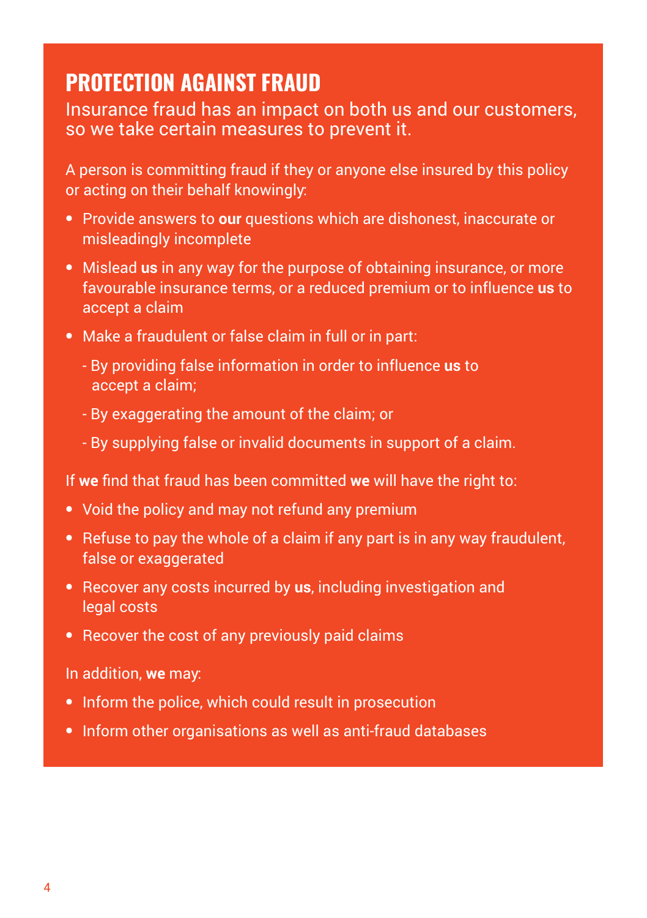## PROTECTION AGAINST FRAUD

Insurance fraud has an impact on both us and our customers, so we take certain measures to prevent it.

A person is committing fraud if they or anyone else insured by this policy or acting on their behalf knowingly:

- Provide answers to **our** questions which are dishonest, inaccurate or misleadingly incomplete
- Mislead **us** in any way for the purpose of obtaining insurance, or more favourable insurance terms, or a reduced premium or to influence **us** to accept a claim
- Make a fraudulent or false claim in full or in part:
  - By providing false information in order to influence **us** to accept a claim;
  - By exaggerating the amount of the claim; or
  - By supplying false or invalid documents in support of a claim.

If **we** find that fraud has been committed **we** will have the right to:

- Void the policy and may not refund any premium
- Refuse to pay the whole of a claim if any part is in any way fraudulent, false or exaggerated
- Recover any costs incurred by **us**, including investigation and legal costs
- Recover the cost of any previously paid claims

In addition, **we** may:

- Inform the police, which could result in prosecution
- Inform other organisations as well as anti-fraud databases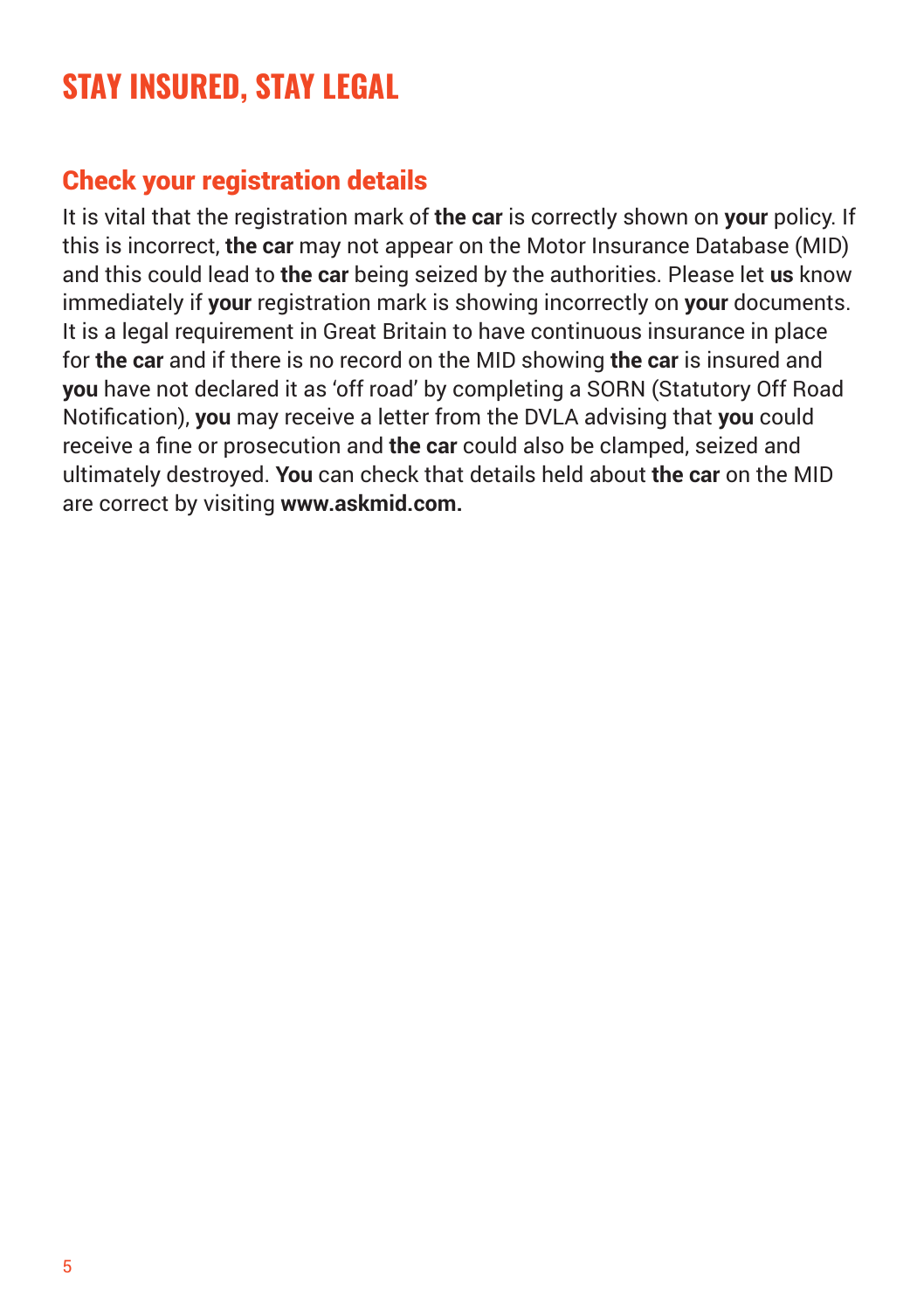# STAY INSURED, STAY LEGAL

## Check your registration details

It is vital that the registration mark of **the car** is correctly shown on **your** policy. If this is incorrect, **the car** may not appear on the Motor Insurance Database (MID) and this could lead to **the car** being seized by the authorities. Please let **us** know immediately if **your** registration mark is showing incorrectly on **your** documents. It is a legal requirement in Great Britain to have continuous insurance in place for **the car** and if there is no record on the MID showing **the car** is insured and **you** have not declared it as 'off road' by completing a SORN (Statutory Off Road Notification), **you** may receive a letter from the DVLA advising that **you** could receive a fine or prosecution and **the car** could also be clamped, seized and ultimately destroyed. **You** can check that details held about **the car** on the MID are correct by visiting **www.askmid.com.**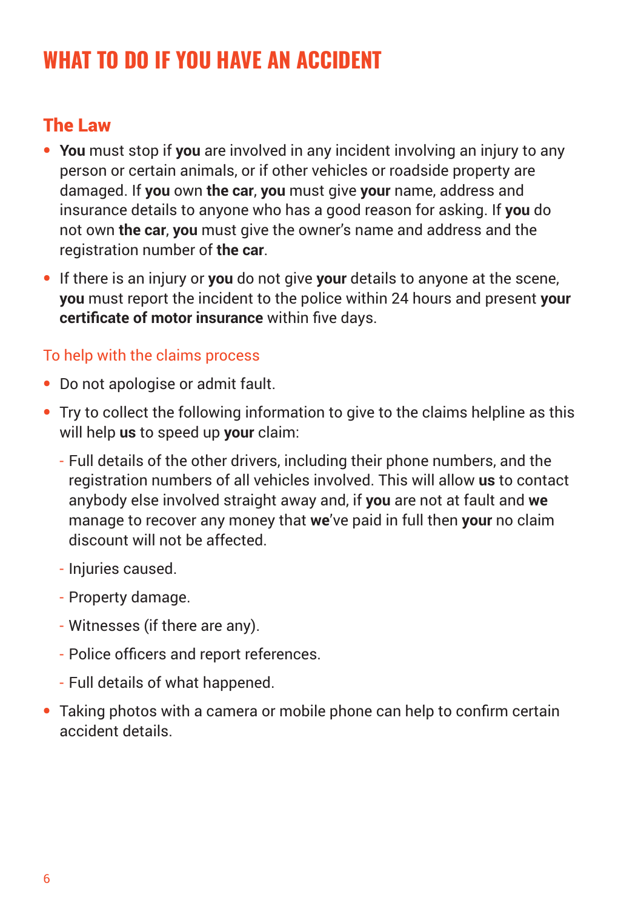# WHAT TO DO IF YOU HAVE AN ACCIDENT

## The Law

- **You** must stop if **you** are involved in any incident involving an injury to any person or certain animals, or if other vehicles or roadside property are damaged. If **you** own **the car**, **you** must give **your** name, address and insurance details to anyone who has a good reason for asking. If **you** do not own **the car**, **you** must give the owner's name and address and the registration number of **the car**.
- If there is an injury or **you** do not give **your** details to anyone at the scene, **you** must report the incident to the police within 24 hours and present **your certificate of motor insurance** within five days.

### To help with the claims process

- Do not apologise or admit fault.
- Try to collect the following information to give to the claims helpline as this will help **us** to speed up **your** claim:
  - Full details of the other drivers, including their phone numbers, and the registration numbers of all vehicles involved. This will allow **us** to contact anybody else involved straight away and, if **you** are not at fault and **we** manage to recover any money that **we**'ve paid in full then **your** no claim discount will not be affected.
  - Injuries caused.
  - Property damage.
  - Witnesses (if there are any).
  - Police officers and report references.
  - Full details of what happened.
- Taking photos with a camera or mobile phone can help to confirm certain accident details.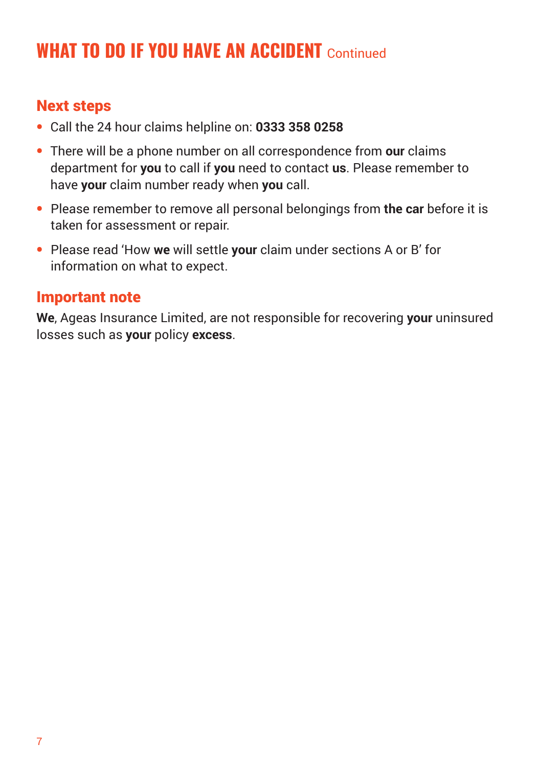# WHAT TO DO IF YOU HAVE AN ACCIDENT Continued

## Next steps

- Call the 24 hour claims helpline on: **0333 358 0258**
- There will be a phone number on all correspondence from **our** claims department for **you** to call if **you** need to contact **us**. Please remember to have **your** claim number ready when **you** call.
- Please remember to remove all personal belongings from **the car** before it is taken for assessment or repair.
- Please read 'How **we** will settle **your** claim under sections A or B' for information on what to expect.

## Important note

**We**, Ageas Insurance Limited, are not responsible for recovering **your** uninsured losses such as **your** policy **excess**.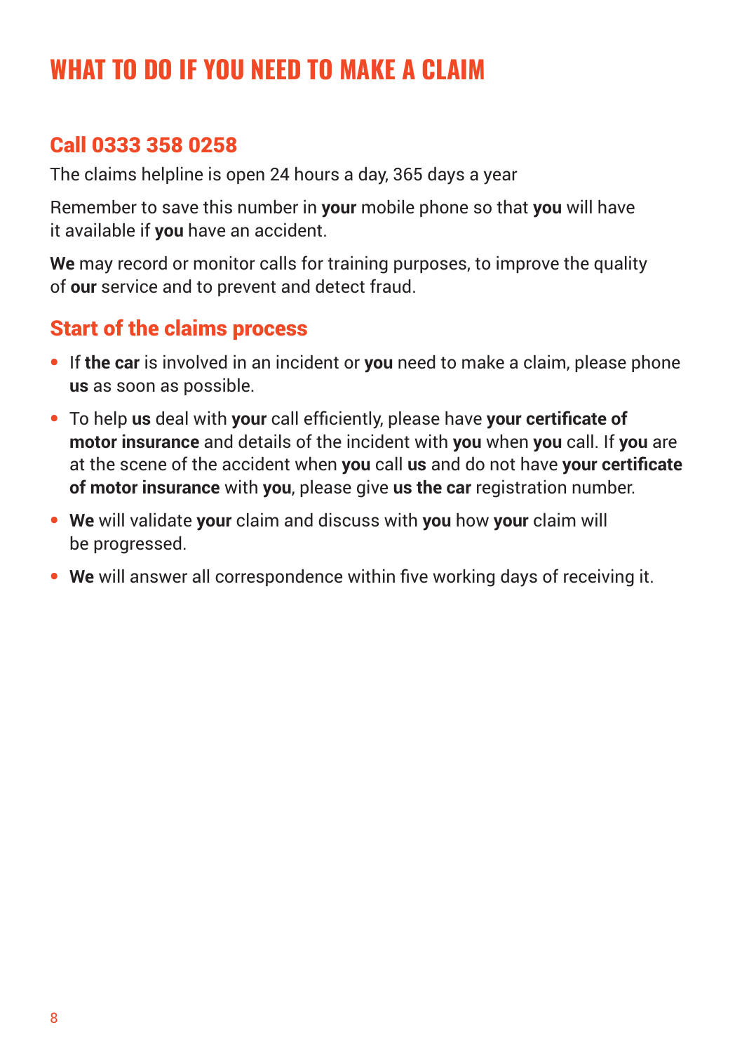# WHAT TO DO IF YOU NEED TO MAKE A CLAIM

## Call 0333 358 0258

The claims helpline is open 24 hours a day, 365 days a year

Remember to save this number in **your** mobile phone so that **you** will have it available if **you** have an accident.

**We** may record or monitor calls for training purposes, to improve the quality of **our** service and to prevent and detect fraud.

## Start of the claims process

- If **the car** is involved in an incident or **you** need to make a claim, please phone **us** as soon as possible.
- To help **us** deal with **your** call efficiently, please have **your certificate of motor insurance** and details of the incident with **you** when **you** call. If **you** are at the scene of the accident when **you** call **us** and do not have **your certificate of motor insurance** with **you**, please give **us the car** registration number.
- **We** will validate **your** claim and discuss with **you** how **your** claim will be progressed.
- **We** will answer all correspondence within five working days of receiving it.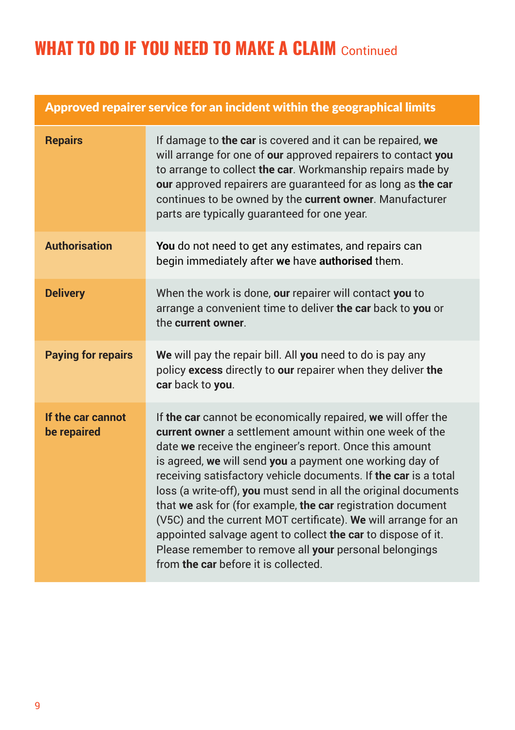# WHAT TO DO IF YOU NEED TO MAKE A CLAIM Continued

| Approved repairer service for an incident within the geographical limits | |
|---|---|
| **Repairs** | If damage to **the car** is covered and it can be repaired, **we** will arrange for one of **our** approved repairers to contact **you** to arrange to collect **the car**. Workmanship repairs made by **our** approved repairers are guaranteed for as long as **the car** continues to be owned by the **current owner**. Manufacturer parts are typically guaranteed for one year. |
| **Authorisation** | **You** do not need to get any estimates, and repairs can begin immediately after **we** have **authorised** them. |
| **Delivery** | When the work is done, **our** repairer will contact **you** to arrange a convenient time to deliver **the car** back to **you** or the **current owner**. |
| **Paying for repairs** | **We** will pay the repair bill. All **you** need to do is pay any policy **excess** directly to **our** repairer when they deliver **the car** back to **you**. |
| **If the car cannot be repaired** | If **the car** cannot be economically repaired, **we** will offer the **current owner** a settlement amount within one week of the date **we** receive the engineer's report. Once this amount is agreed, **we** will send **you** a payment one working day of receiving satisfactory vehicle documents. If **the car** is a total loss (a write-off), **you** must send in all the original documents that **we** ask for (for example, **the car** registration document (V5C) and the current MOT certificate). **We** will arrange for an appointed salvage agent to collect **the car** to dispose of it. Please remember to remove all **your** personal belongings from **the car** before it is collected. |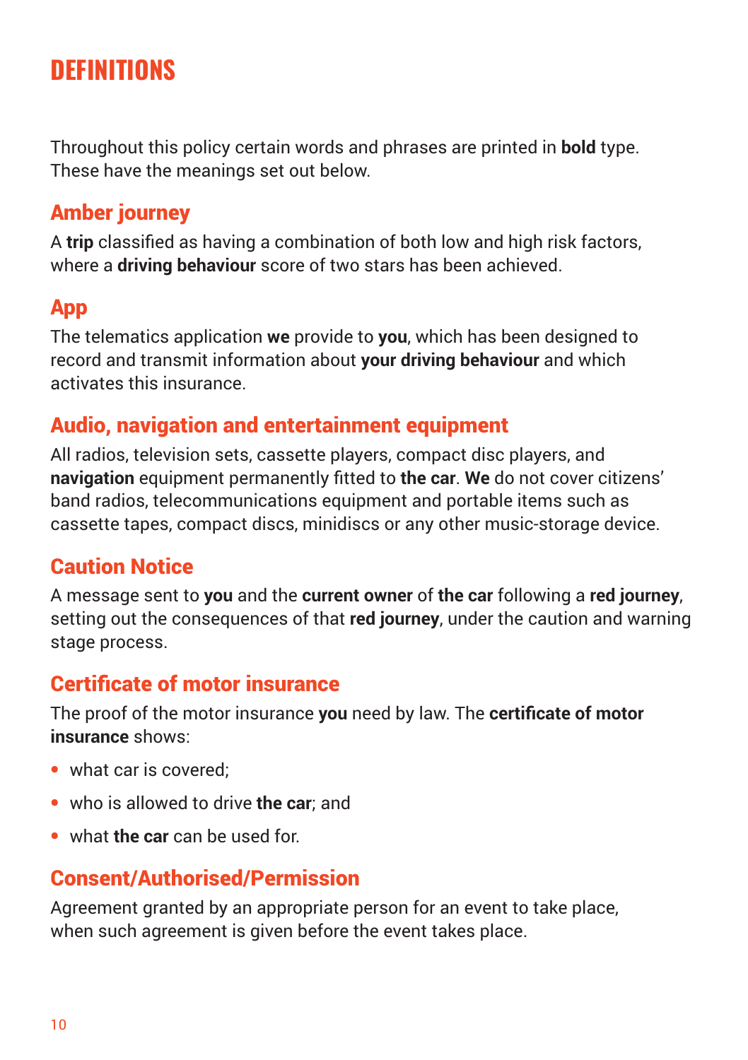# DEFINITIONS

Throughout this policy certain words and phrases are printed in **bold** type. These have the meanings set out below.

## Amber journey

A **trip** classified as having a combination of both low and high risk factors, where a **driving behaviour** score of two stars has been achieved.

## App

The telematics application **we** provide to **you**, which has been designed to record and transmit information about **your driving behaviour** and which activates this insurance.

## Audio, navigation and entertainment equipment

All radios, television sets, cassette players, compact disc players, and **navigation** equipment permanently fitted to **the car**. **We** do not cover citizens' band radios, telecommunications equipment and portable items such as cassette tapes, compact discs, minidiscs or any other music-storage device.

## Caution Notice

A message sent to **you** and the **current owner** of **the car** following a **red journey**, setting out the consequences of that **red journey**, under the caution and warning stage process.

## Certificate of motor insurance

The proof of the motor insurance **you** need by law. The **certificate of motor insurance** shows:

- what car is covered;
- who is allowed to drive **the car**; and
- what **the car** can be used for.

## Consent/Authorised/Permission

Agreement granted by an appropriate person for an event to take place, when such agreement is given before the event takes place.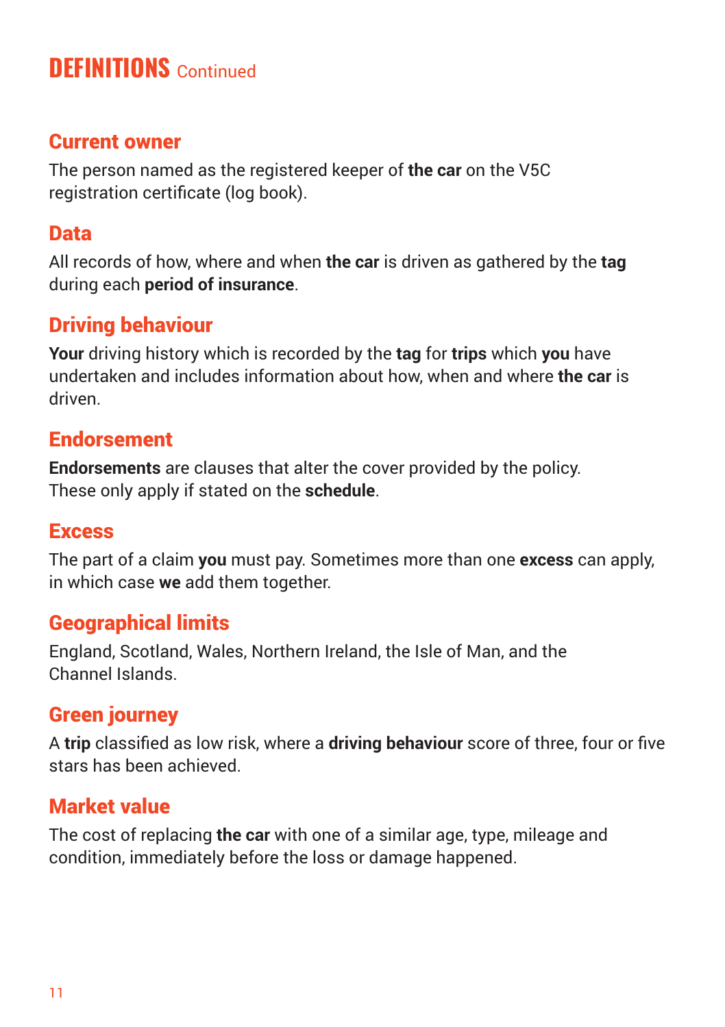# DEFINITIONS Continued

## Current owner

The person named as the registered keeper of **the car** on the V5C registration certificate (log book).

## Data

All records of how, where and when **the car** is driven as gathered by the **tag** during each **period of insurance**.

## Driving behaviour

**Your** driving history which is recorded by the **tag** for **trips** which **you** have undertaken and includes information about how, when and where **the car** is driven.

## Endorsement

**Endorsements** are clauses that alter the cover provided by the policy. These only apply if stated on the **schedule**.

## Excess

The part of a claim **you** must pay. Sometimes more than one **excess** can apply, in which case **we** add them together.

## Geographical limits

England, Scotland, Wales, Northern Ireland, the Isle of Man, and the Channel Islands.

## Green journey

A **trip** classified as low risk, where a **driving behaviour** score of three, four or five stars has been achieved.

## Market value

The cost of replacing **the car** with one of a similar age, type, mileage and condition, immediately before the loss or damage happened.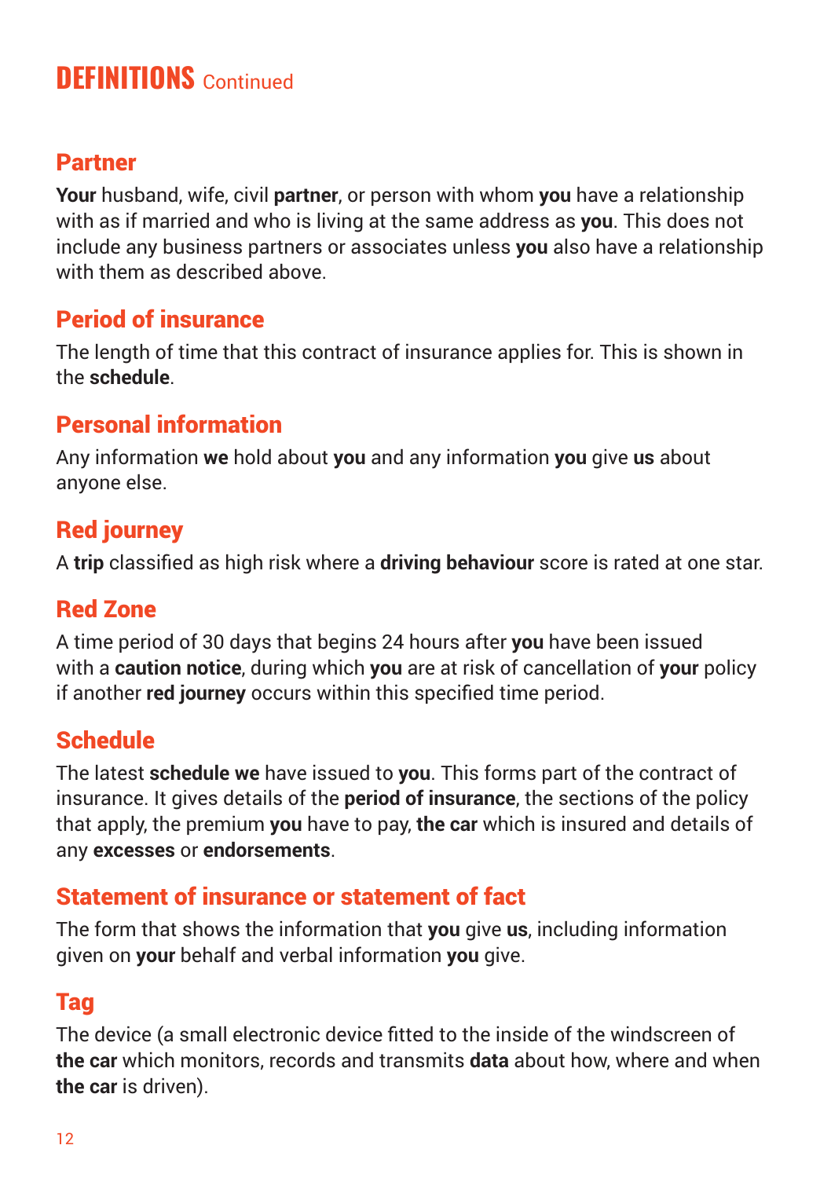# DEFINITIONS Continued

## Partner

**Your** husband, wife, civil **partner**, or person with whom **you** have a relationship with as if married and who is living at the same address as **you**. This does not include any business partners or associates unless **you** also have a relationship with them as described above.

## Period of insurance

The length of time that this contract of insurance applies for. This is shown in the **schedule**.

## Personal information

Any information **we** hold about **you** and any information **you** give **us** about anyone else.

## Red journey

A **trip** classified as high risk where a **driving behaviour** score is rated at one star.

## Red Zone

A time period of 30 days that begins 24 hours after **you** have been issued with a **caution notice**, during which **you** are at risk of cancellation of **your** policy if another **red journey** occurs within this specified time period.

## Schedule

The latest **schedule we** have issued to **you**. This forms part of the contract of insurance. It gives details of the **period of insurance**, the sections of the policy that apply, the premium **you** have to pay, **the car** which is insured and details of any **excesses** or **endorsements**.

## Statement of insurance or statement of fact

The form that shows the information that **you** give **us**, including information given on **your** behalf and verbal information **you** give.

## Tag

The device (a small electronic device fitted to the inside of the windscreen of **the car** which monitors, records and transmits **data** about how, where and when **the car** is driven).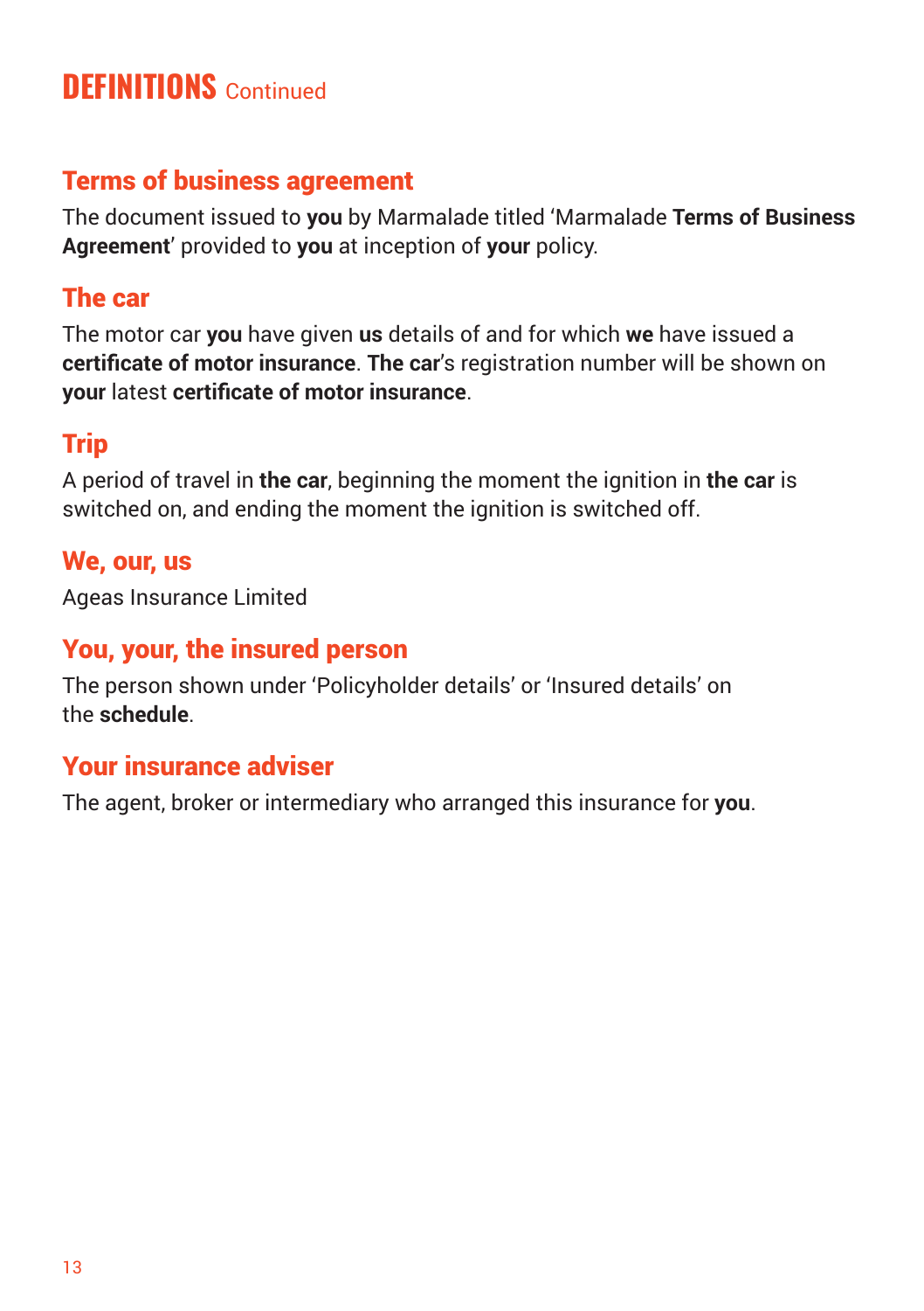# DEFINITIONS Continued

## Terms of business agreement

The document issued to **you** by Marmalade titled 'Marmalade **Terms of Business Agreement**' provided to **you** at inception of **your** policy.

## The car

The motor car **you** have given **us** details of and for which **we** have issued a **certificate of motor insurance**. **The car**'s registration number will be shown on **your** latest **certificate of motor insurance**.

## Trip

A period of travel in **the car**, beginning the moment the ignition in **the car** is switched on, and ending the moment the ignition is switched off.

## We, our, us

Ageas Insurance Limited

## You, your, the insured person

The person shown under 'Policyholder details' or 'Insured details' on the **schedule**.

## Your insurance adviser

The agent, broker or intermediary who arranged this insurance for **you**.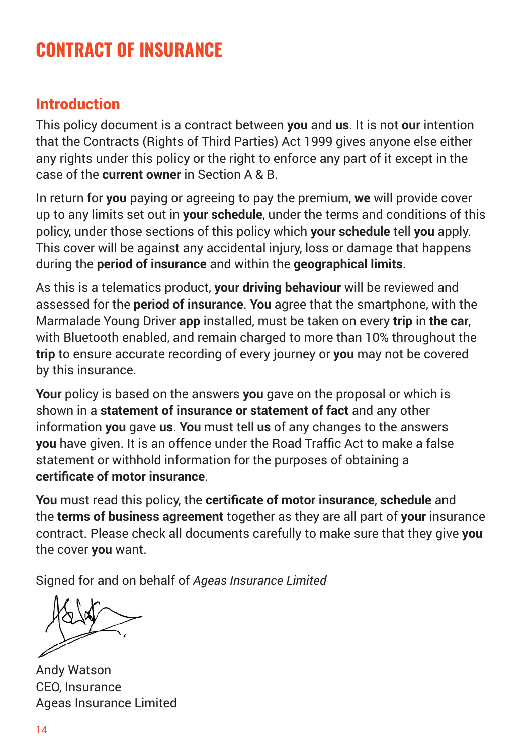# CONTRACT OF INSURANCE

## Introduction

This policy document is a contract between **you** and **us**. It is not **our** intention that the Contracts (Rights of Third Parties) Act 1999 gives anyone else either any rights under this policy or the right to enforce any part of it except in the case of the **current owner** in Section A & B.

In return for **you** paying or agreeing to pay the premium, **we** will provide cover up to any limits set out in **your schedule**, under the terms and conditions of this policy, under those sections of this policy which **your schedule** tell **you** apply. This cover will be against any accidental injury, loss or damage that happens during the **period of insurance** and within the **geographical limits**.

As this is a telematics product, **your driving behaviour** will be reviewed and assessed for the **period of insurance**. **You** agree that the smartphone, with the Marmalade Young Driver **app** installed, must be taken on every **trip** in **the car**, with Bluetooth enabled, and remain charged to more than 10% throughout the **trip** to ensure accurate recording of every journey or **you** may not be covered by this insurance.

**Your** policy is based on the answers **you** gave on the proposal or which is shown in a **statement of insurance or statement of fact** and any other information **you** gave **us**. **You** must tell **us** of any changes to the answers **you** have given. It is an offence under the Road Traffic Act to make a false statement or withhold information for the purposes of obtaining a **certificate of motor insurance**.

**You** must read this policy, the **certificate of motor insurance**, **schedule** and the **terms of business agreement** together as they are all part of **your** insurance contract. Please check all documents carefully to make sure that they give **you** the cover **you** want.

Signed for and on behalf of *Ageas Insurance Limited*

Andy Watson
CEO, Insurance
Ageas Insurance Limited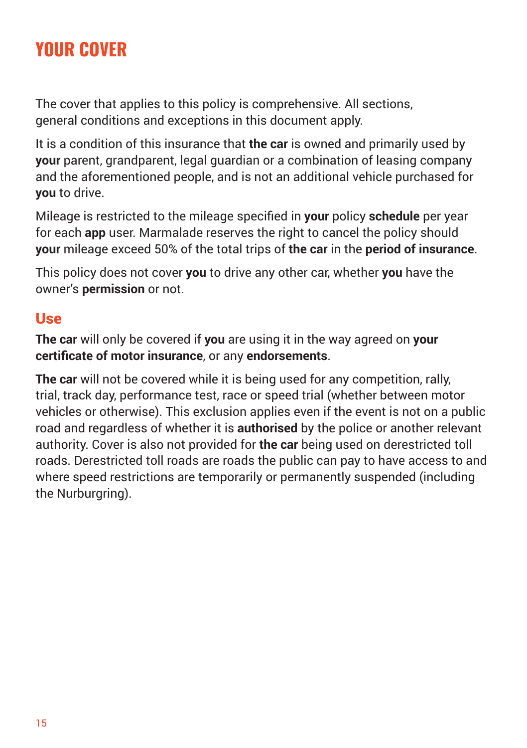# YOUR COVER

The cover that applies to this policy is comprehensive. All sections, general conditions and exceptions in this document apply.

It is a condition of this insurance that **the car** is owned and primarily used by **your** parent, grandparent, legal guardian or a combination of leasing company and the aforementioned people, and is not an additional vehicle purchased for **you** to drive.

Mileage is restricted to the mileage specified in **your** policy **schedule** per year for each **app** user. Marmalade reserves the right to cancel the policy should **your** mileage exceed 50% of the total trips of **the car** in the **period of insurance**.

This policy does not cover **you** to drive any other car, whether **you** have the owner's **permission** or not.

## Use

**The car** will only be covered if **you** are using it in the way agreed on **your certificate of motor insurance**, or any **endorsements**.

**The car** will not be covered while it is being used for any competition, rally, trial, track day, performance test, race or speed trial (whether between motor vehicles or otherwise). This exclusion applies even if the event is not on a public road and regardless of whether it is **authorised** by the police or another relevant authority. Cover is also not provided for **the car** being used on derestricted toll roads. Derestricted toll roads are roads the public can pay to have access to and where speed restrictions are temporarily or permanently suspended (including the Nurburgring).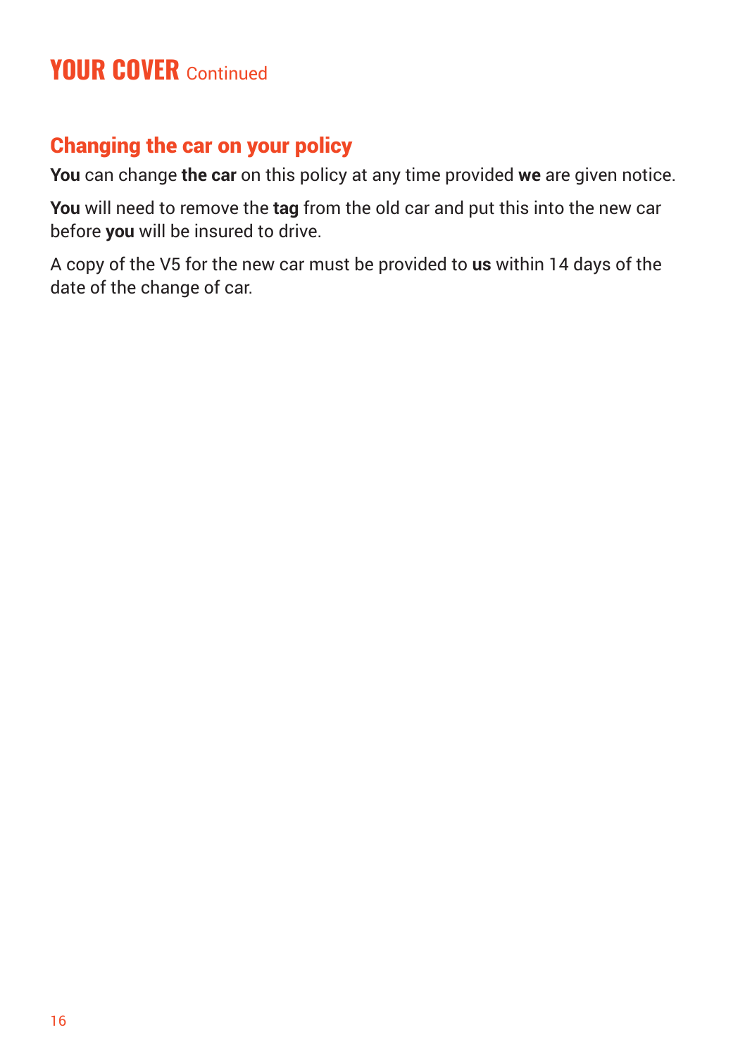# YOUR COVER Continued

## Changing the car on your policy

**You** can change **the car** on this policy at any time provided **we** are given notice.

**You** will need to remove the **tag** from the old car and put this into the new car before **you** will be insured to drive.

A copy of the V5 for the new car must be provided to **us** within 14 days of the date of the change of car.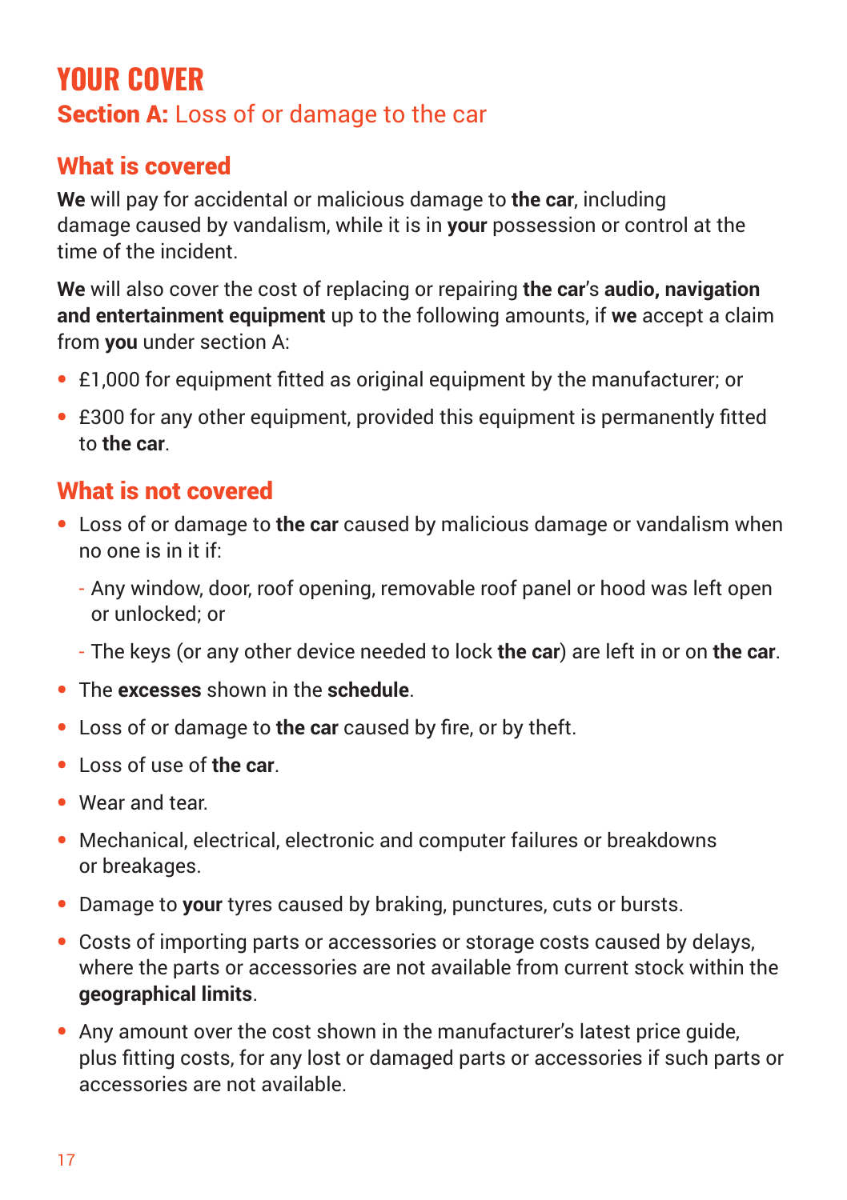# YOUR COVER

## **Section A:** Loss of or damage to the car

### What is covered

**We** will pay for accidental or malicious damage to **the car**, including damage caused by vandalism, while it is in **your** possession or control at the time of the incident.

**We** will also cover the cost of replacing or repairing **the car**'s **audio, navigation and entertainment equipment** up to the following amounts, if **we** accept a claim from **you** under section A:

- £1,000 for equipment fitted as original equipment by the manufacturer; or
- £300 for any other equipment, provided this equipment is permanently fitted to **the car**.

### What is not covered

- Loss of or damage to **the car** caused by malicious damage or vandalism when no one is in it if:
  - Any window, door, roof opening, removable roof panel or hood was left open or unlocked; or
  - The keys (or any other device needed to lock **the car**) are left in or on **the car**.
- The **excesses** shown in the **schedule**.
- Loss of or damage to **the car** caused by fire, or by theft.
- Loss of use of **the car**.
- Wear and tear.
- Mechanical, electrical, electronic and computer failures or breakdowns or breakages.
- Damage to **your** tyres caused by braking, punctures, cuts or bursts.
- Costs of importing parts or accessories or storage costs caused by delays, where the parts or accessories are not available from current stock within the **geographical limits**.
- Any amount over the cost shown in the manufacturer's latest price guide, plus fitting costs, for any lost or damaged parts or accessories if such parts or accessories are not available.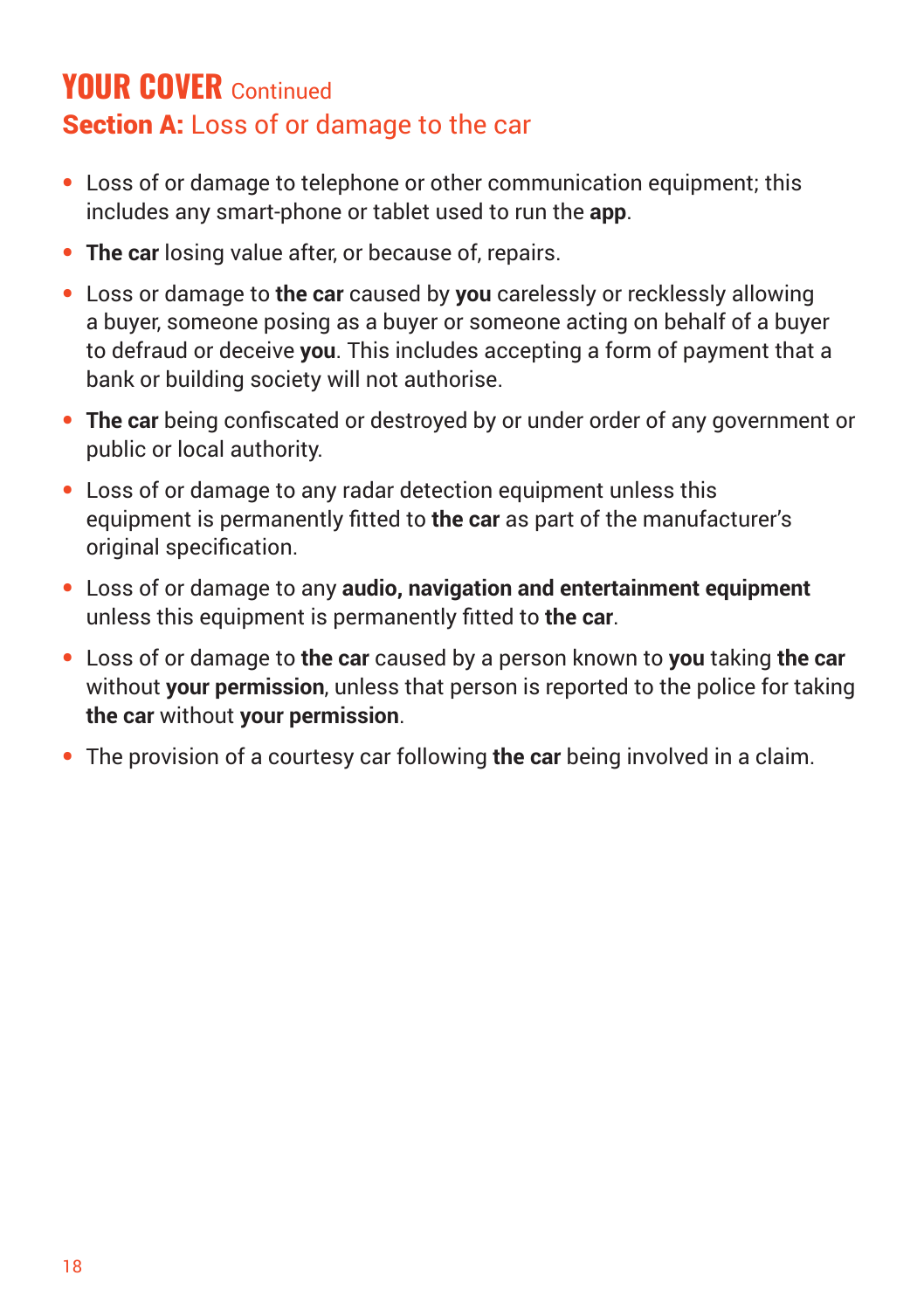## YOUR COVER Continued

### Section A: Loss of or damage to the car

- Loss of or damage to telephone or other communication equipment; this includes any smart-phone or tablet used to run the **app**.
- **The car** losing value after, or because of, repairs.
- Loss or damage to **the car** caused by **you** carelessly or recklessly allowing a buyer, someone posing as a buyer or someone acting on behalf of a buyer to defraud or deceive **you**. This includes accepting a form of payment that a bank or building society will not authorise.
- **The car** being confiscated or destroyed by or under order of any government or public or local authority.
- Loss of or damage to any radar detection equipment unless this equipment is permanently fitted to **the car** as part of the manufacturer's original specification.
- Loss of or damage to any **audio, navigation and entertainment equipment** unless this equipment is permanently fitted to **the car**.
- Loss of or damage to **the car** caused by a person known to **you** taking **the car** without **your permission**, unless that person is reported to the police for taking **the car** without **your permission**.
- The provision of a courtesy car following **the car** being involved in a claim.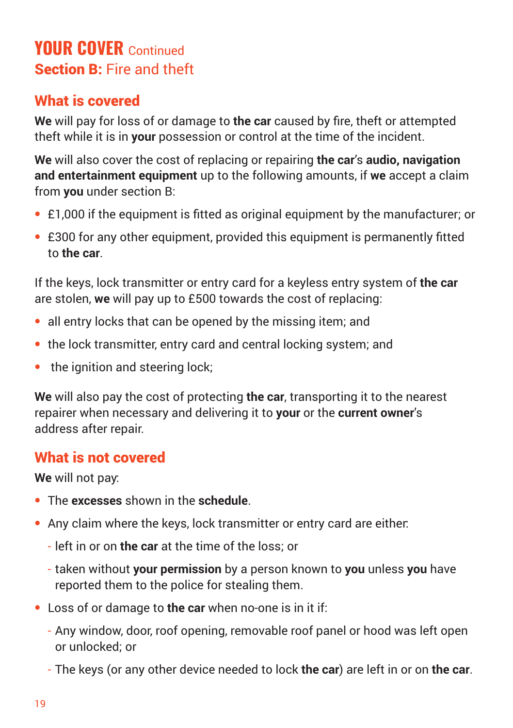# YOUR COVER Continued

## Section B: Fire and theft

### What is covered

**We** will pay for loss of or damage to **the car** caused by fire, theft or attempted theft while it is in **your** possession or control at the time of the incident.

**We** will also cover the cost of replacing or repairing **the car**'s **audio, navigation and entertainment equipment** up to the following amounts, if **we** accept a claim from **you** under section B:

- £1,000 if the equipment is fitted as original equipment by the manufacturer; or
- £300 for any other equipment, provided this equipment is permanently fitted to **the car**.

If the keys, lock transmitter or entry card for a keyless entry system of **the car** are stolen, **we** will pay up to £500 towards the cost of replacing:

- all entry locks that can be opened by the missing item; and
- the lock transmitter, entry card and central locking system; and
- the ignition and steering lock;

**We** will also pay the cost of protecting **the car**, transporting it to the nearest repairer when necessary and delivering it to **your** or the **current owner**'s address after repair.

### What is not covered

**We** will not pay:

- The **excesses** shown in the **schedule**.
- Any claim where the keys, lock transmitter or entry card are either:
  - left in or on **the car** at the time of the loss; or
  - taken without **your permission** by a person known to **you** unless **you** have reported them to the police for stealing them.
- Loss of or damage to **the car** when no-one is in it if:
  - Any window, door, roof opening, removable roof panel or hood was left open or unlocked; or
  - The keys (or any other device needed to lock **the car**) are left in or on **the car**.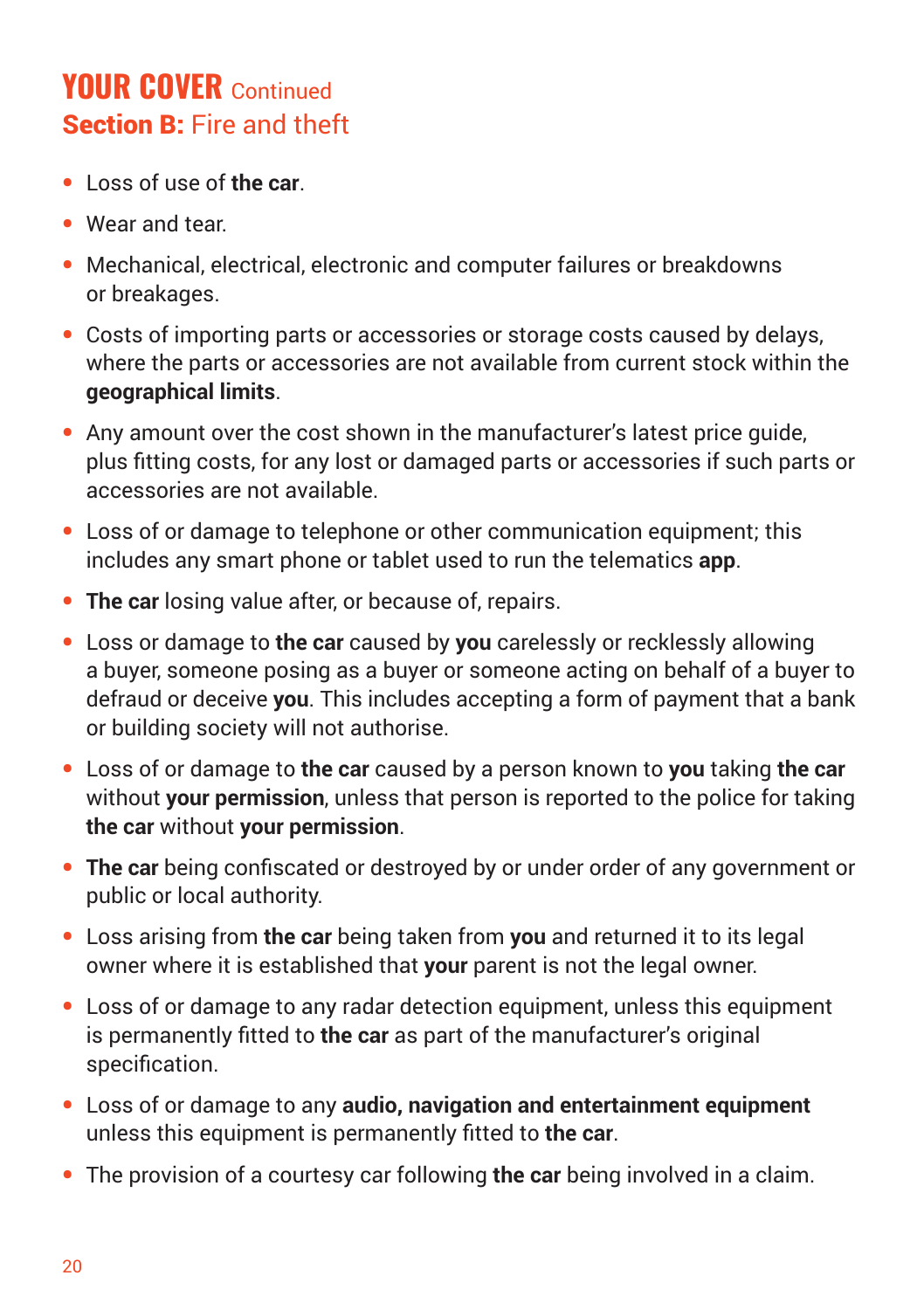# YOUR COVER Continued

## Section B: Fire and theft

- Loss of use of **the car**.
- Wear and tear.
- Mechanical, electrical, electronic and computer failures or breakdowns or breakages.
- Costs of importing parts or accessories or storage costs caused by delays, where the parts or accessories are not available from current stock within the **geographical limits**.
- Any amount over the cost shown in the manufacturer's latest price guide, plus fitting costs, for any lost or damaged parts or accessories if such parts or accessories are not available.
- Loss of or damage to telephone or other communication equipment; this includes any smart phone or tablet used to run the telematics **app**.
- **The car** losing value after, or because of, repairs.
- Loss or damage to **the car** caused by **you** carelessly or recklessly allowing a buyer, someone posing as a buyer or someone acting on behalf of a buyer to defraud or deceive **you**. This includes accepting a form of payment that a bank or building society will not authorise.
- Loss of or damage to **the car** caused by a person known to **you** taking **the car** without **your permission**, unless that person is reported to the police for taking **the car** without **your permission**.
- **The car** being confiscated or destroyed by or under order of any government or public or local authority.
- Loss arising from **the car** being taken from **you** and returned it to its legal owner where it is established that **your** parent is not the legal owner.
- Loss of or damage to any radar detection equipment, unless this equipment is permanently fitted to **the car** as part of the manufacturer's original specification.
- Loss of or damage to any **audio, navigation and entertainment equipment** unless this equipment is permanently fitted to **the car**.
- The provision of a courtesy car following **the car** being involved in a claim.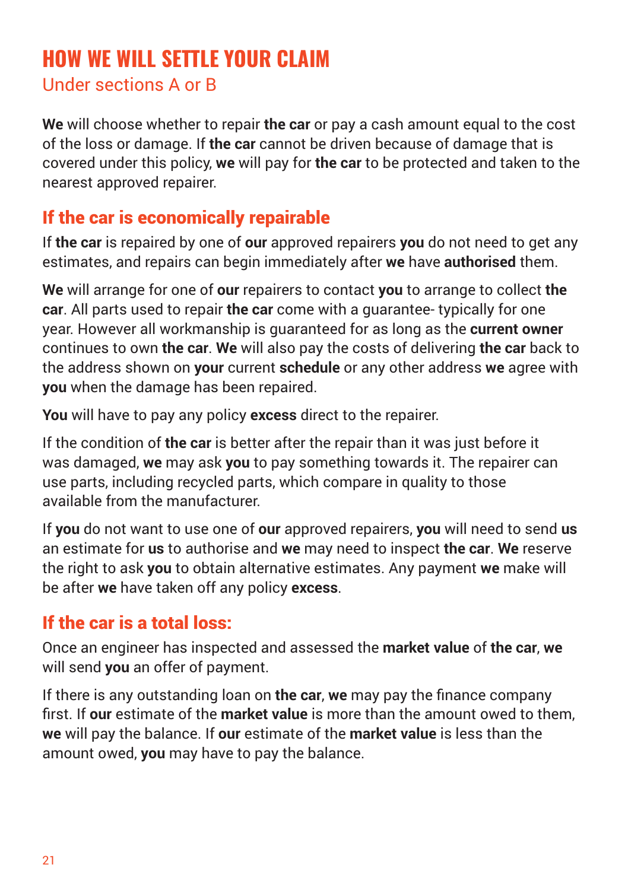# HOW WE WILL SETTLE YOUR CLAIM

Under sections A or B

**We** will choose whether to repair **the car** or pay a cash amount equal to the cost of the loss or damage. If **the car** cannot be driven because of damage that is covered under this policy, **we** will pay for **the car** to be protected and taken to the nearest approved repairer.

## If the car is economically repairable

If **the car** is repaired by one of **our** approved repairers **you** do not need to get any estimates, and repairs can begin immediately after **we** have **authorised** them.

**We** will arrange for one of **our** repairers to contact **you** to arrange to collect **the car**. All parts used to repair **the car** come with a guarantee- typically for one year. However all workmanship is guaranteed for as long as the **current owner** continues to own **the car**. **We** will also pay the costs of delivering **the car** back to the address shown on **your** current **schedule** or any other address **we** agree with **you** when the damage has been repaired.

**You** will have to pay any policy **excess** direct to the repairer.

If the condition of **the car** is better after the repair than it was just before it was damaged, **we** may ask **you** to pay something towards it. The repairer can use parts, including recycled parts, which compare in quality to those available from the manufacturer.

If **you** do not want to use one of **our** approved repairers, **you** will need to send **us** an estimate for **us** to authorise and **we** may need to inspect **the car**. **We** reserve the right to ask **you** to obtain alternative estimates. Any payment **we** make will be after **we** have taken off any policy **excess**.

## If the car is a total loss:

Once an engineer has inspected and assessed the **market value** of **the car**, **we** will send **you** an offer of payment.

If there is any outstanding loan on **the car**, **we** may pay the finance company first. If **our** estimate of the **market value** is more than the amount owed to them, **we** will pay the balance. If **our** estimate of the **market value** is less than the amount owed, **you** may have to pay the balance.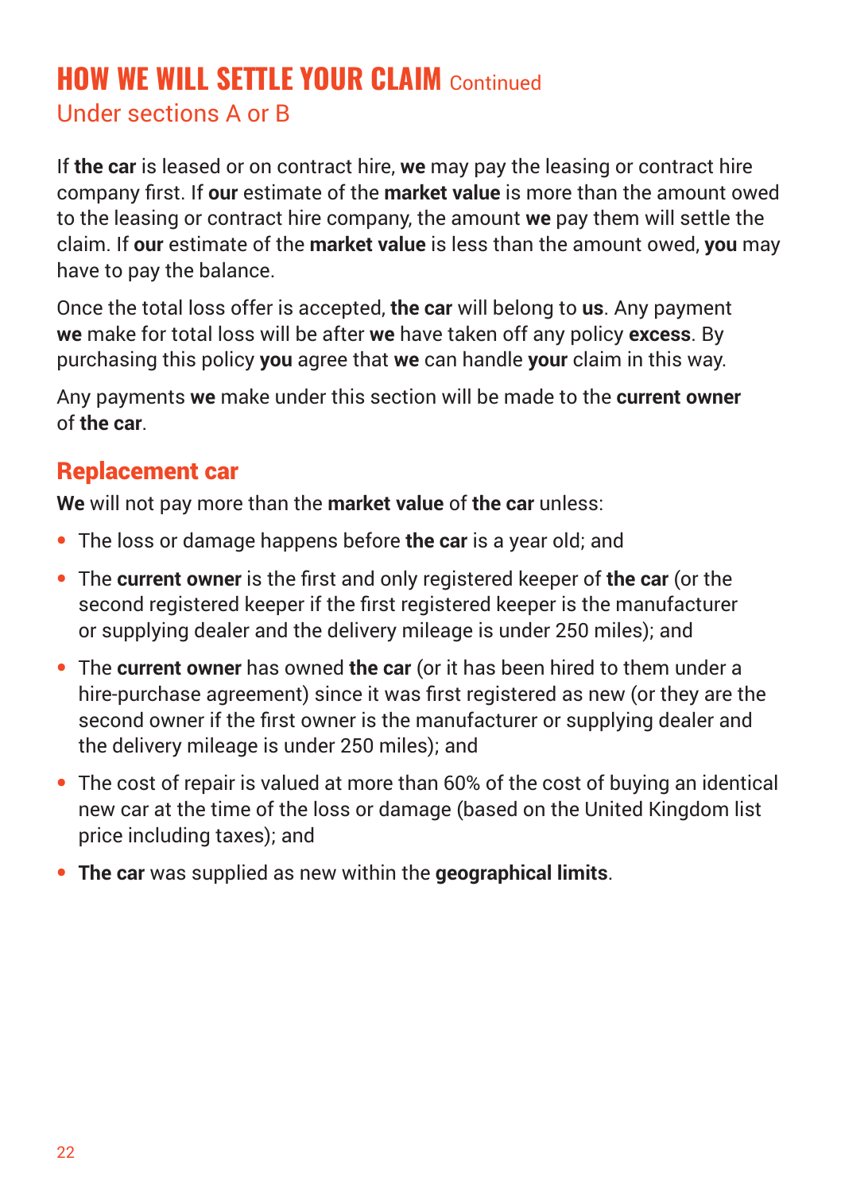# HOW WE WILL SETTLE YOUR CLAIM Continued

## Under sections A or B

If **the car** is leased or on contract hire, **we** may pay the leasing or contract hire company first. If **our** estimate of the **market value** is more than the amount owed to the leasing or contract hire company, the amount **we** pay them will settle the claim. If **our** estimate of the **market value** is less than the amount owed, **you** may have to pay the balance.

Once the total loss offer is accepted, **the car** will belong to **us**. Any payment **we** make for total loss will be after **we** have taken off any policy **excess**. By purchasing this policy **you** agree that **we** can handle **your** claim in this way.

Any payments **we** make under this section will be made to the **current owner** of **the car**.

### Replacement car

**We** will not pay more than the **market value** of **the car** unless:

- The loss or damage happens before **the car** is a year old; and
- The **current owner** is the first and only registered keeper of **the car** (or the second registered keeper if the first registered keeper is the manufacturer or supplying dealer and the delivery mileage is under 250 miles); and
- The **current owner** has owned **the car** (or it has been hired to them under a hire-purchase agreement) since it was first registered as new (or they are the second owner if the first owner is the manufacturer or supplying dealer and the delivery mileage is under 250 miles); and
- The cost of repair is valued at more than 60% of the cost of buying an identical new car at the time of the loss or damage (based on the United Kingdom list price including taxes); and
- **The car** was supplied as new within the **geographical limits**.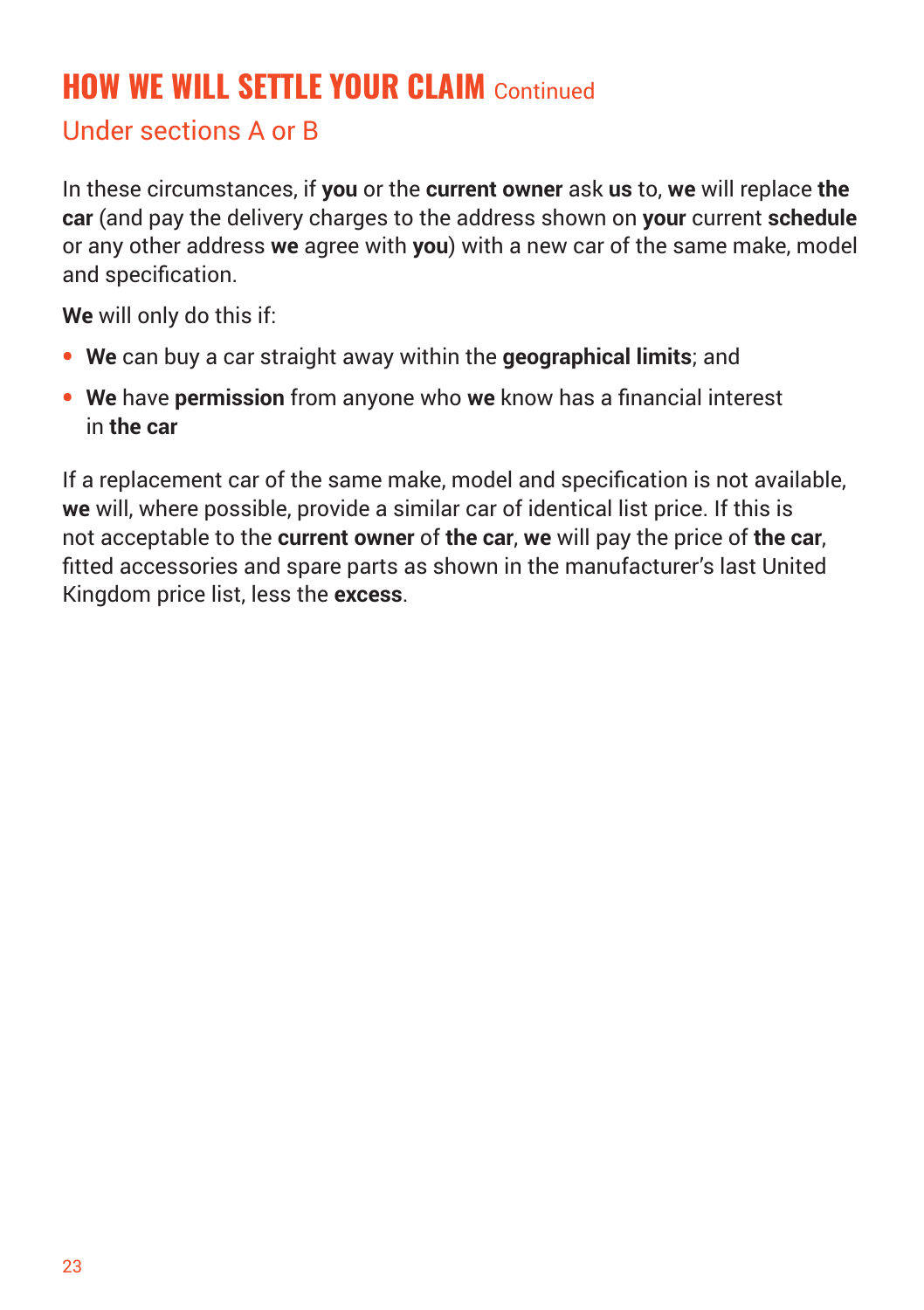# HOW WE WILL SETTLE YOUR CLAIM Continued

## Under sections A or B

In these circumstances, if **you** or the **current owner** ask **us** to, **we** will replace **the car** (and pay the delivery charges to the address shown on **your** current **schedule** or any other address **we** agree with **you**) with a new car of the same make, model and specification.

**We** will only do this if:

- **We** can buy a car straight away within the **geographical limits**; and
- **We** have **permission** from anyone who **we** know has a financial interest in **the car**

If a replacement car of the same make, model and specification is not available, **we** will, where possible, provide a similar car of identical list price. If this is not acceptable to the **current owner** of **the car**, **we** will pay the price of **the car**, fitted accessories and spare parts as shown in the manufacturer's last United Kingdom price list, less the **excess**.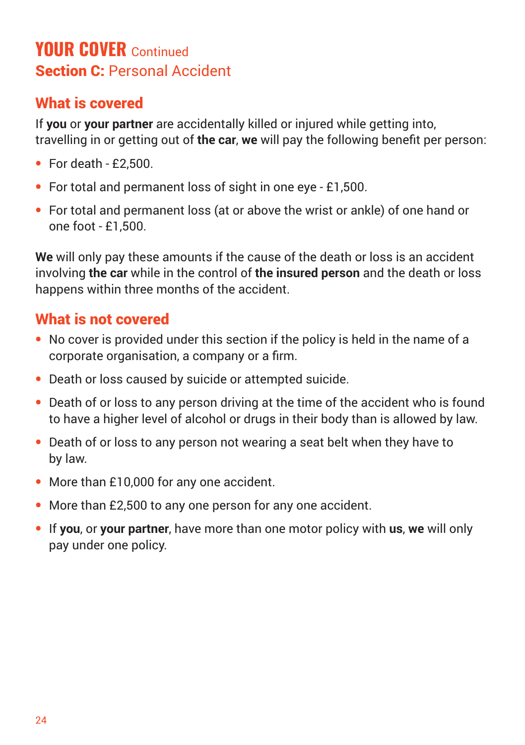# YOUR COVER Continued

## Section C: Personal Accident

### What is covered

If **you** or **your partner** are accidentally killed or injured while getting into, travelling in or getting out of **the car**, **we** will pay the following benefit per person:

- For death - £2,500.
- For total and permanent loss of sight in one eye - £1,500.
- For total and permanent loss (at or above the wrist or ankle) of one hand or one foot - £1,500.

**We** will only pay these amounts if the cause of the death or loss is an accident involving **the car** while in the control of **the insured person** and the death or loss happens within three months of the accident.

### What is not covered

- No cover is provided under this section if the policy is held in the name of a corporate organisation, a company or a firm.
- Death or loss caused by suicide or attempted suicide.
- Death of or loss to any person driving at the time of the accident who is found to have a higher level of alcohol or drugs in their body than is allowed by law.
- Death of or loss to any person not wearing a seat belt when they have to by law.
- More than £10,000 for any one accident.
- More than £2,500 to any one person for any one accident.
- If **you**, or **your partner**, have more than one motor policy with **us**, **we** will only pay under one policy.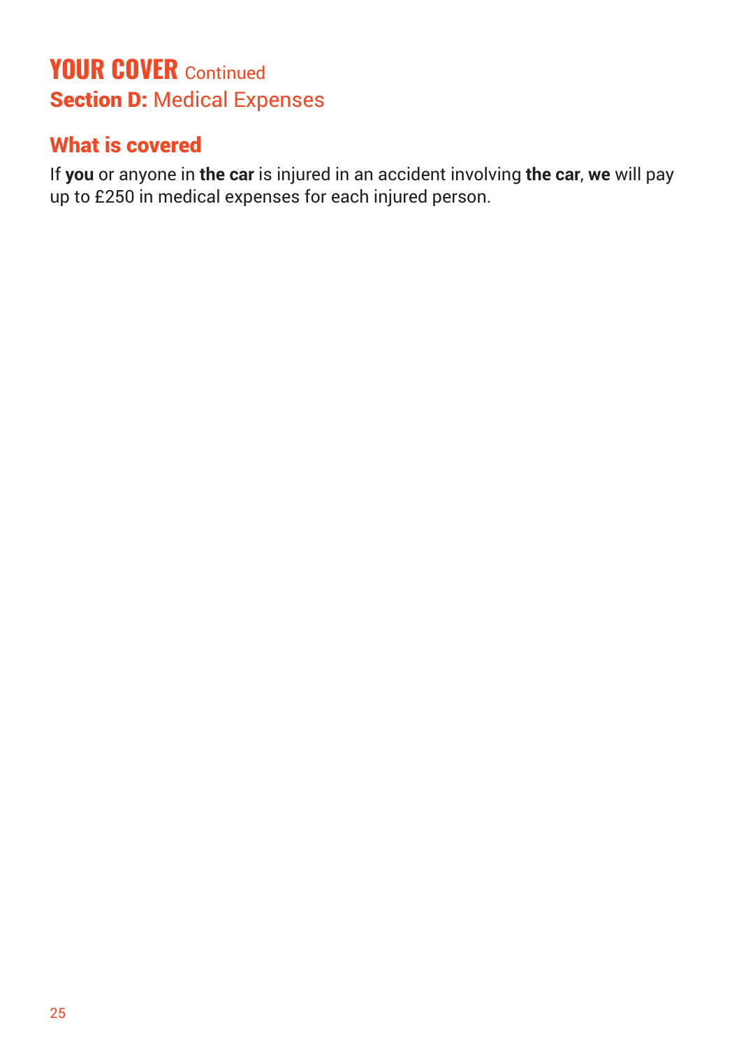# YOUR COVER Continued

## Section D: Medical Expenses

### What is covered

If **you** or anyone in **the car** is injured in an accident involving **the car**, **we** will pay up to £250 in medical expenses for each injured person.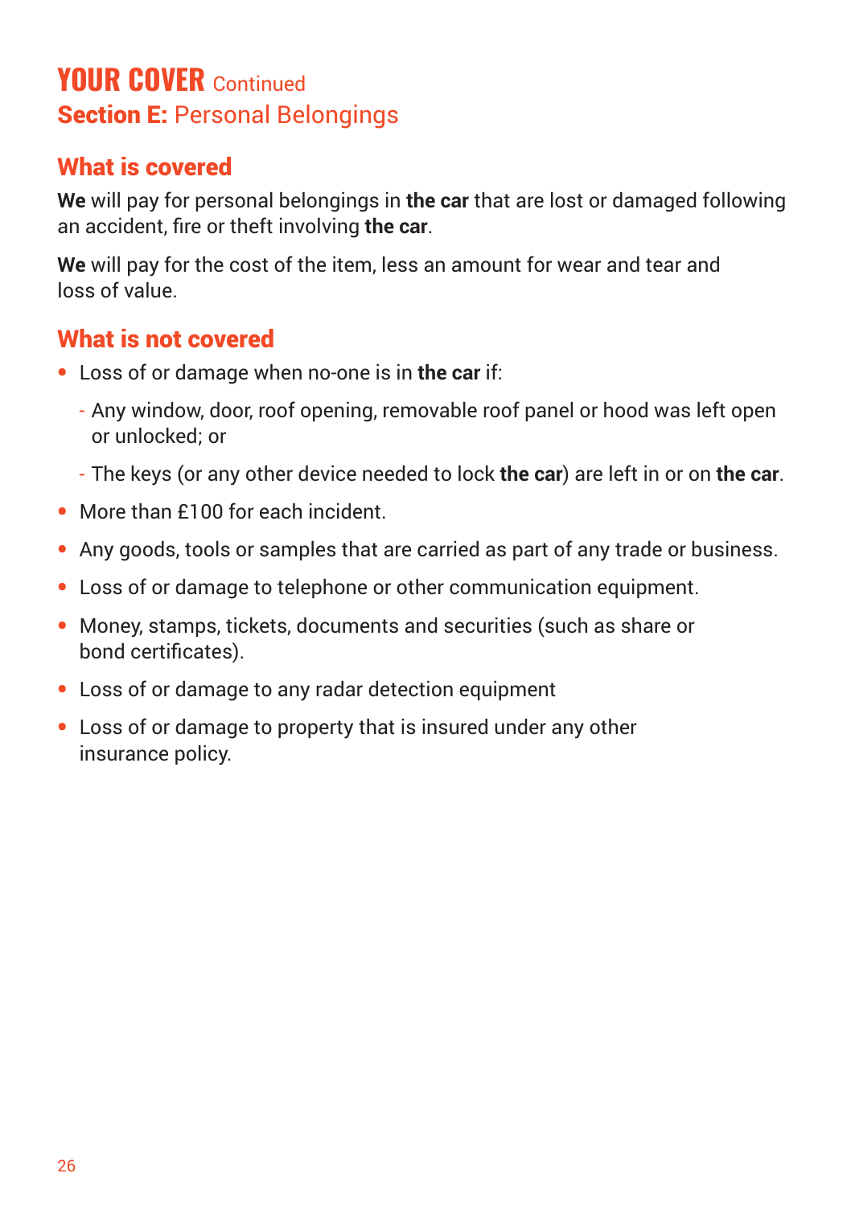# YOUR COVER Continued

## Section E: Personal Belongings

### What is covered

**We** will pay for personal belongings in **the car** that are lost or damaged following an accident, fire or theft involving **the car**.

**We** will pay for the cost of the item, less an amount for wear and tear and loss of value.

### What is not covered

- Loss of or damage when no-one is in **the car** if:
  - Any window, door, roof opening, removable roof panel or hood was left open or unlocked; or
  - The keys (or any other device needed to lock **the car**) are left in or on **the car**.
- More than £100 for each incident.
- Any goods, tools or samples that are carried as part of any trade or business.
- Loss of or damage to telephone or other communication equipment.
- Money, stamps, tickets, documents and securities (such as share or bond certificates).
- Loss of or damage to any radar detection equipment
- Loss of or damage to property that is insured under any other insurance policy.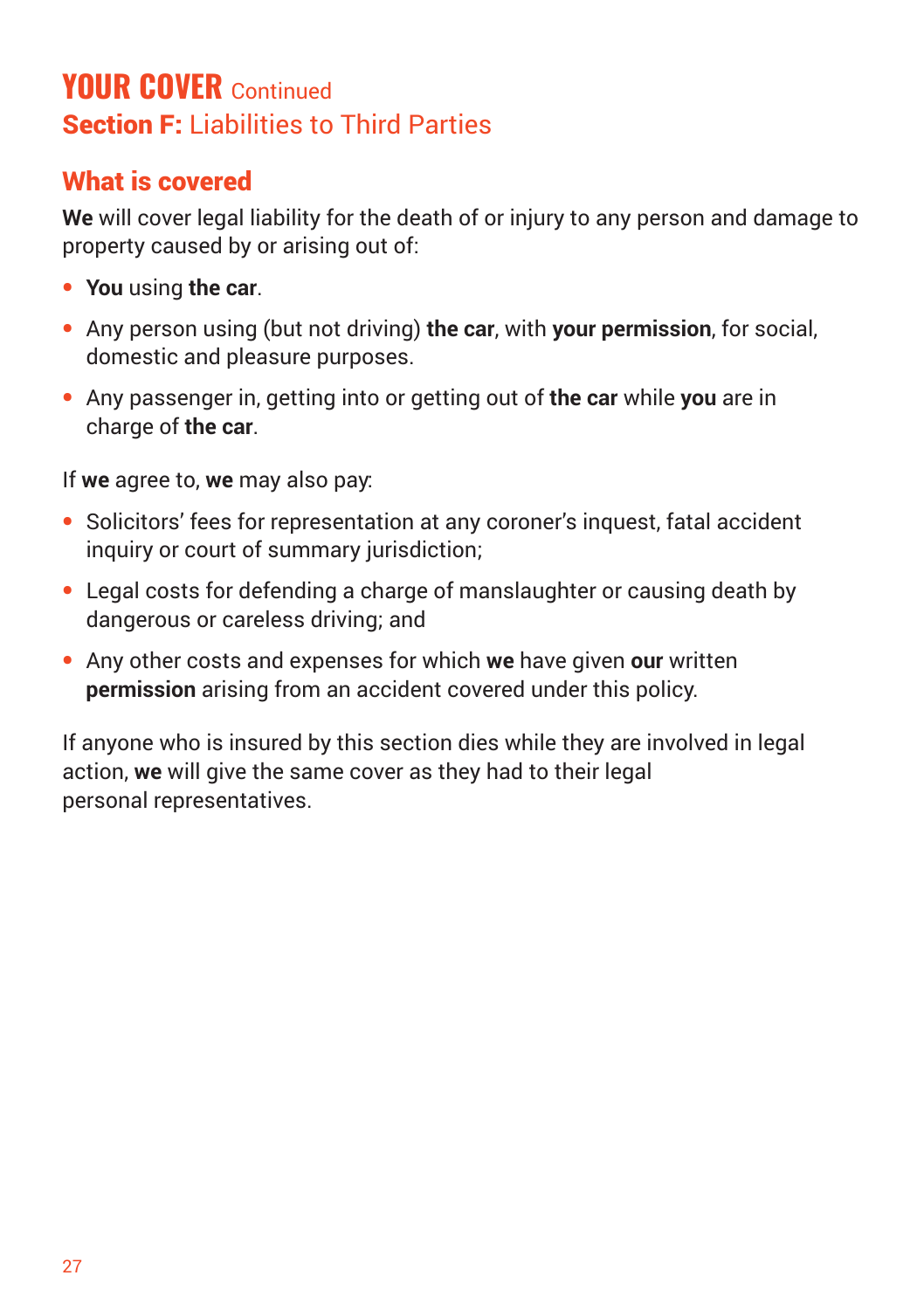# YOUR COVER Continued

## Section F: Liabilities to Third Parties

### What is covered

**We** will cover legal liability for the death of or injury to any person and damage to property caused by or arising out of:

- **You** using **the car**.
- Any person using (but not driving) **the car**, with **your permission**, for social, domestic and pleasure purposes.
- Any passenger in, getting into or getting out of **the car** while **you** are in charge of **the car**.

If **we** agree to, **we** may also pay:

- Solicitors' fees for representation at any coroner's inquest, fatal accident inquiry or court of summary jurisdiction;
- Legal costs for defending a charge of manslaughter or causing death by dangerous or careless driving; and
- Any other costs and expenses for which **we** have given **our** written **permission** arising from an accident covered under this policy.

If anyone who is insured by this section dies while they are involved in legal action, **we** will give the same cover as they had to their legal personal representatives.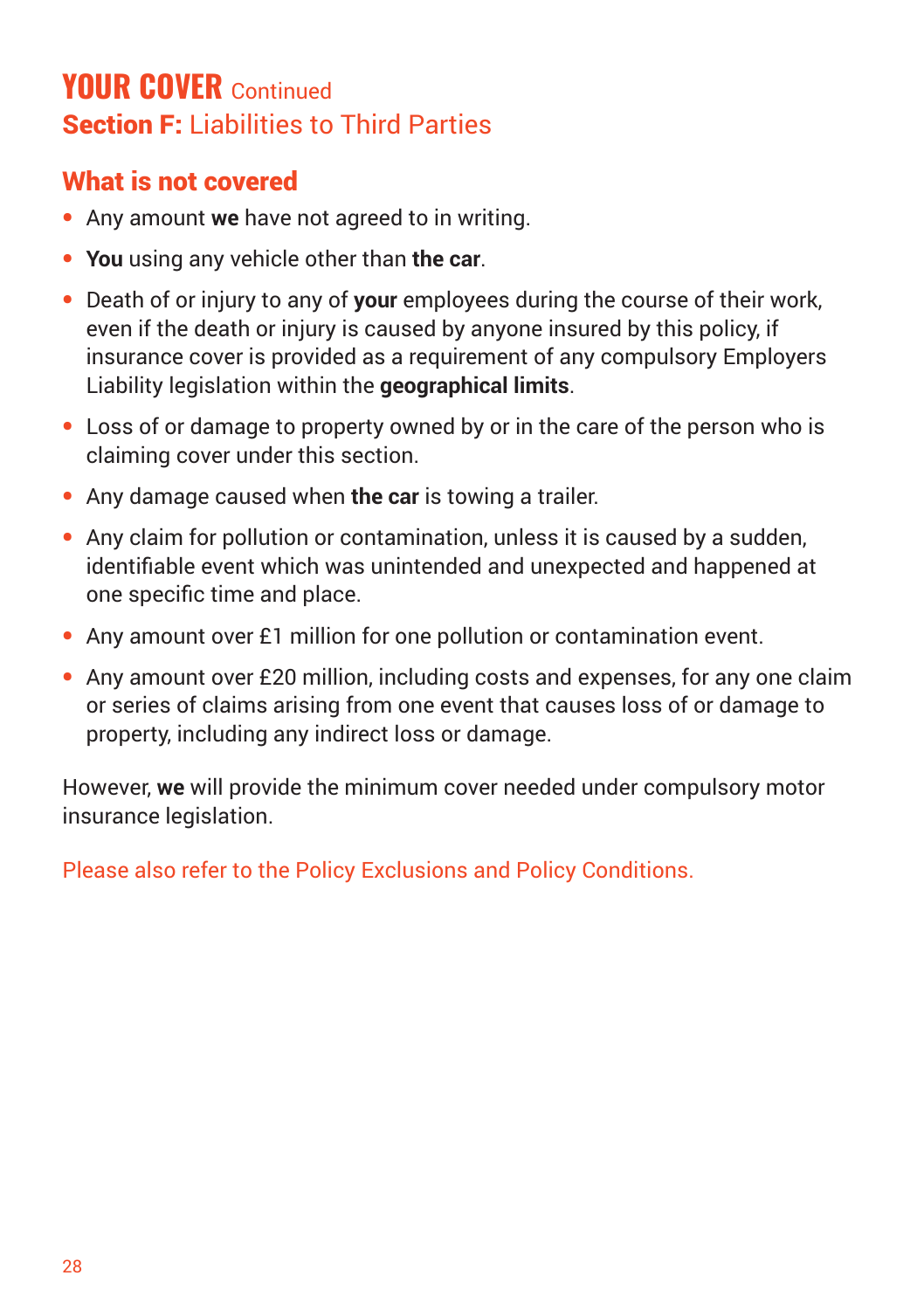# YOUR COVER Continued

## Section F: Liabilities to Third Parties

### What is not covered

- Any amount **we** have not agreed to in writing.
- **You** using any vehicle other than **the car**.
- Death of or injury to any of **your** employees during the course of their work, even if the death or injury is caused by anyone insured by this policy, if insurance cover is provided as a requirement of any compulsory Employers Liability legislation within the **geographical limits**.
- Loss of or damage to property owned by or in the care of the person who is claiming cover under this section.
- Any damage caused when **the car** is towing a trailer.
- Any claim for pollution or contamination, unless it is caused by a sudden, identifiable event which was unintended and unexpected and happened at one specific time and place.
- Any amount over £1 million for one pollution or contamination event.
- Any amount over £20 million, including costs and expenses, for any one claim or series of claims arising from one event that causes loss of or damage to property, including any indirect loss or damage.

However, **we** will provide the minimum cover needed under compulsory motor insurance legislation.

Please also refer to the Policy Exclusions and Policy Conditions.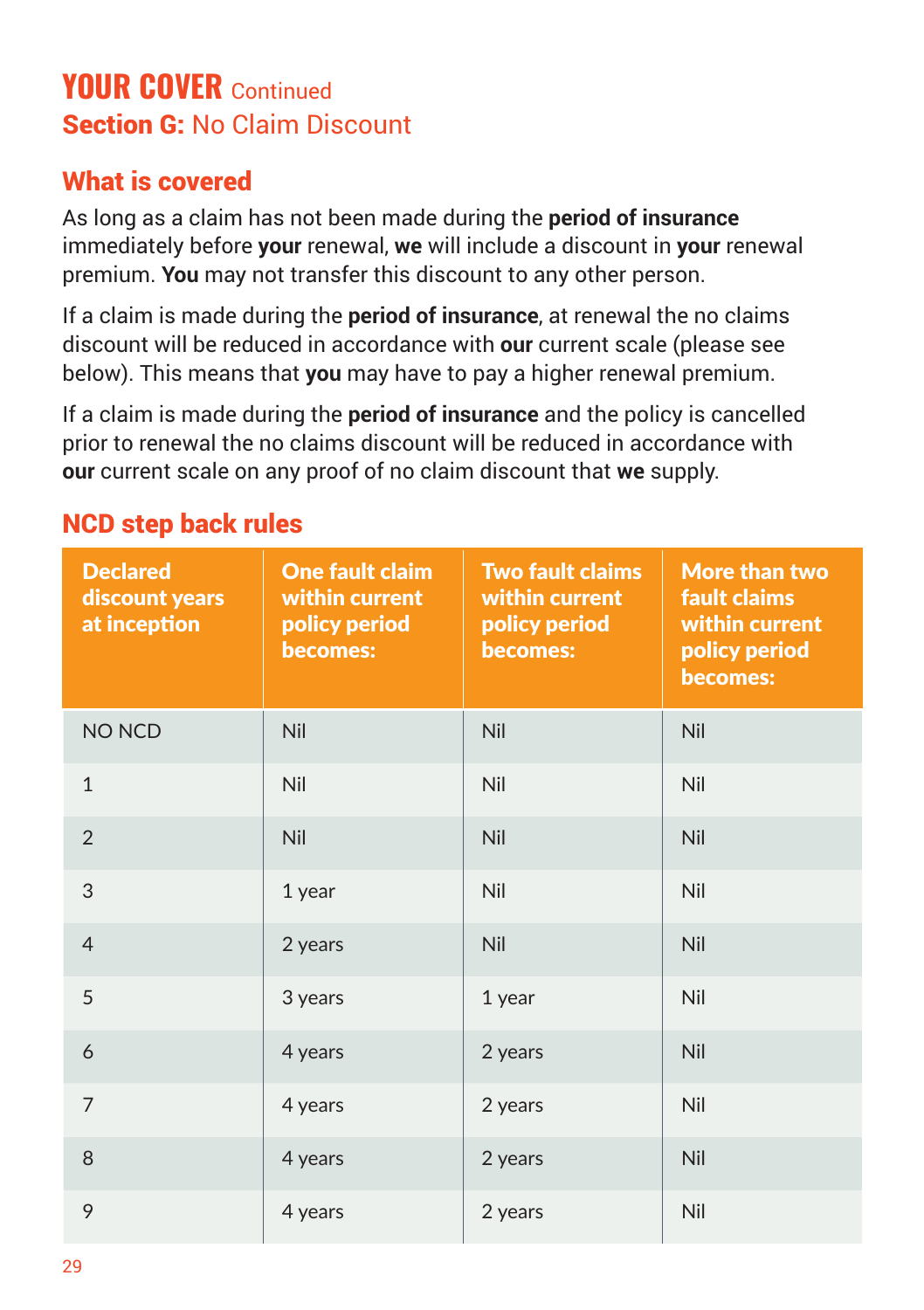# YOUR COVER Continued

## Section G: No Claim Discount

### What is covered

As long as a claim has not been made during the **period of insurance** immediately before **your** renewal, **we** will include a discount in **your** renewal premium. **You** may not transfer this discount to any other person.

If a claim is made during the **period of insurance**, at renewal the no claims discount will be reduced in accordance with **our** current scale (please see below). This means that **you** may have to pay a higher renewal premium.

If a claim is made during the **period of insurance** and the policy is cancelled prior to renewal the no claims discount will be reduced in accordance with **our** current scale on any proof of no claim discount that **we** supply.

### NCD step back rules

| Declared discount years at inception | One fault claim within current policy period becomes: | Two fault claims within current policy period becomes: | More than two fault claims within current policy period becomes: |
|---|---|---|---|
| NO NCD | Nil | Nil | Nil |
| 1 | Nil | Nil | Nil |
| 2 | Nil | Nil | Nil |
| 3 | 1 year | Nil | Nil |
| 4 | 2 years | Nil | Nil |
| 5 | 3 years | 1 year | Nil |
| 6 | 4 years | 2 years | Nil |
| 7 | 4 years | 2 years | Nil |
| 8 | 4 years | 2 years | Nil |
| 9 | 4 years | 2 years | Nil |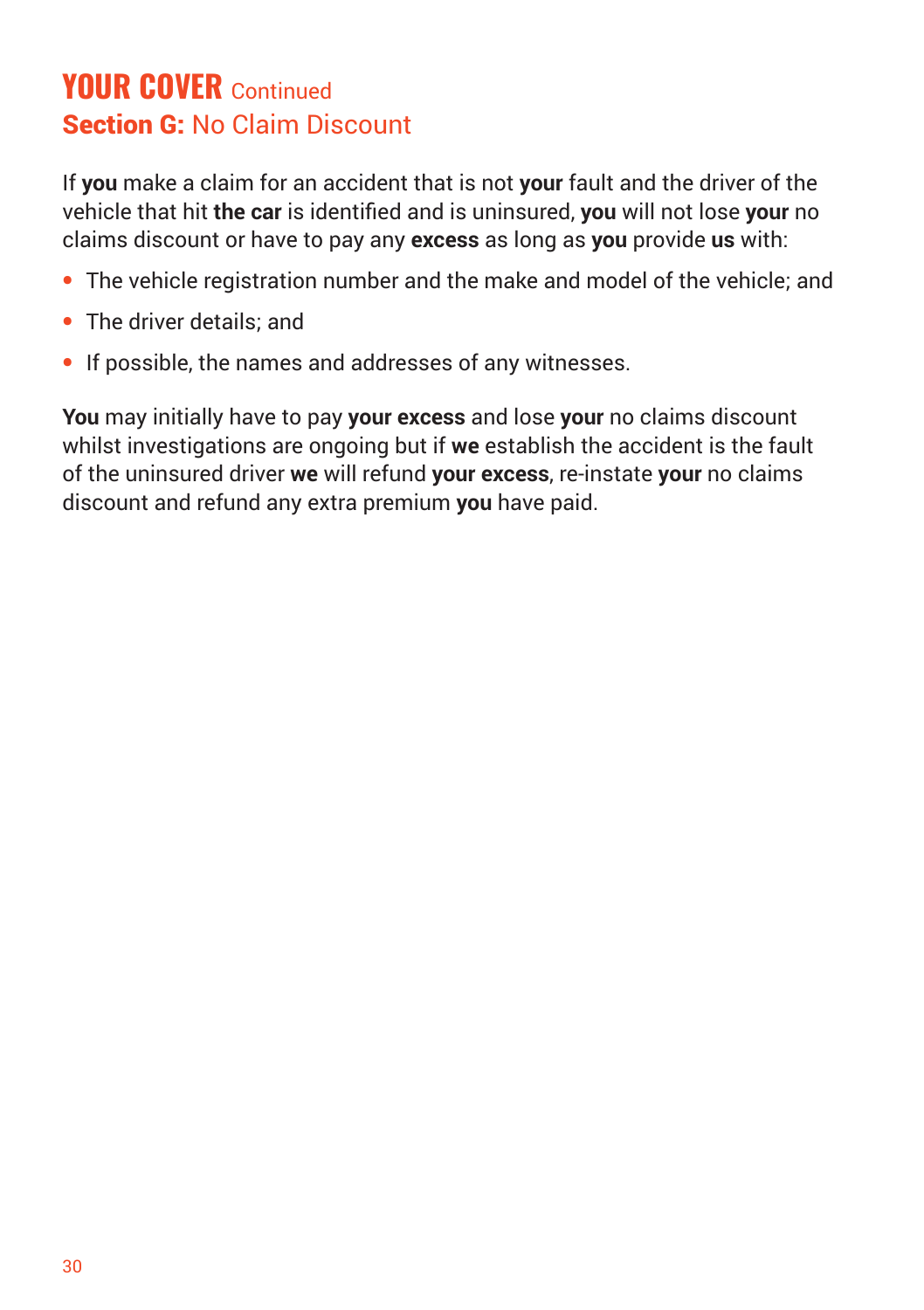# YOUR COVER Continued

## Section G: No Claim Discount

If **you** make a claim for an accident that is not **your** fault and the driver of the vehicle that hit **the car** is identified and is uninsured, **you** will not lose **your** no claims discount or have to pay any **excess** as long as **you** provide **us** with:

- The vehicle registration number and the make and model of the vehicle; and
- The driver details; and
- If possible, the names and addresses of any witnesses.

**You** may initially have to pay **your excess** and lose **your** no claims discount whilst investigations are ongoing but if **we** establish the accident is the fault of the uninsured driver **we** will refund **your excess**, re-instate **your** no claims discount and refund any extra premium **you** have paid.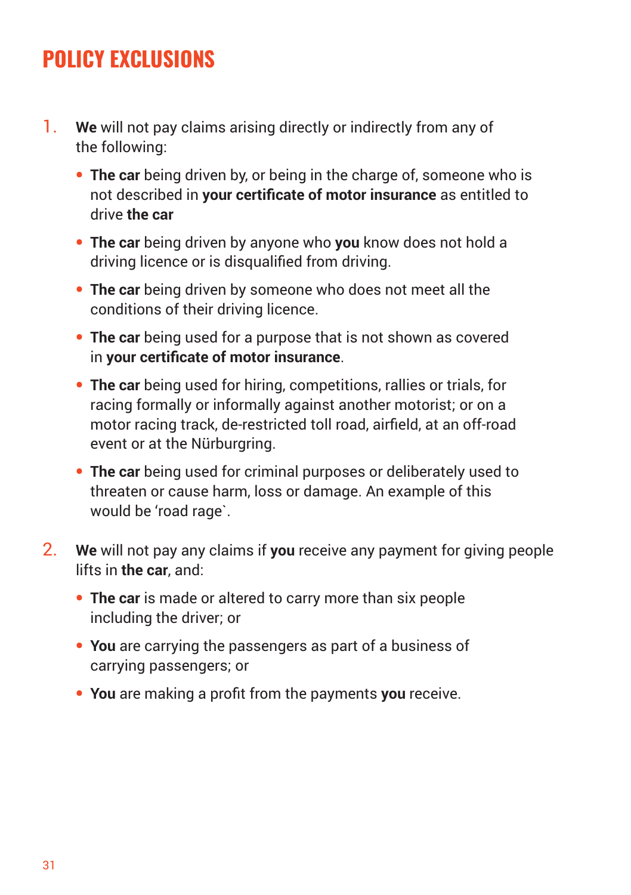# POLICY EXCLUSIONS

1. **We** will not pay claims arising directly or indirectly from any of the following:
   - **The car** being driven by, or being in the charge of, someone who is not described in **your certificate of motor insurance** as entitled to drive **the car**
   - **The car** being driven by anyone who **you** know does not hold a driving licence or is disqualified from driving.
   - **The car** being driven by someone who does not meet all the conditions of their driving licence.
   - **The car** being used for a purpose that is not shown as covered in **your certificate of motor insurance**.
   - **The car** being used for hiring, competitions, rallies or trials, for racing formally or informally against another motorist; or on a motor racing track, de-restricted toll road, airfield, at an off-road event or at the Nürburgring.
   - **The car** being used for criminal purposes or deliberately used to threaten or cause harm, loss or damage. An example of this would be 'road rage`.
2. **We** will not pay any claims if **you** receive any payment for giving people lifts in **the car**, and:
   - **The car** is made or altered to carry more than six people including the driver; or
   - **You** are carrying the passengers as part of a business of carrying passengers; or
   - **You** are making a profit from the payments **you** receive.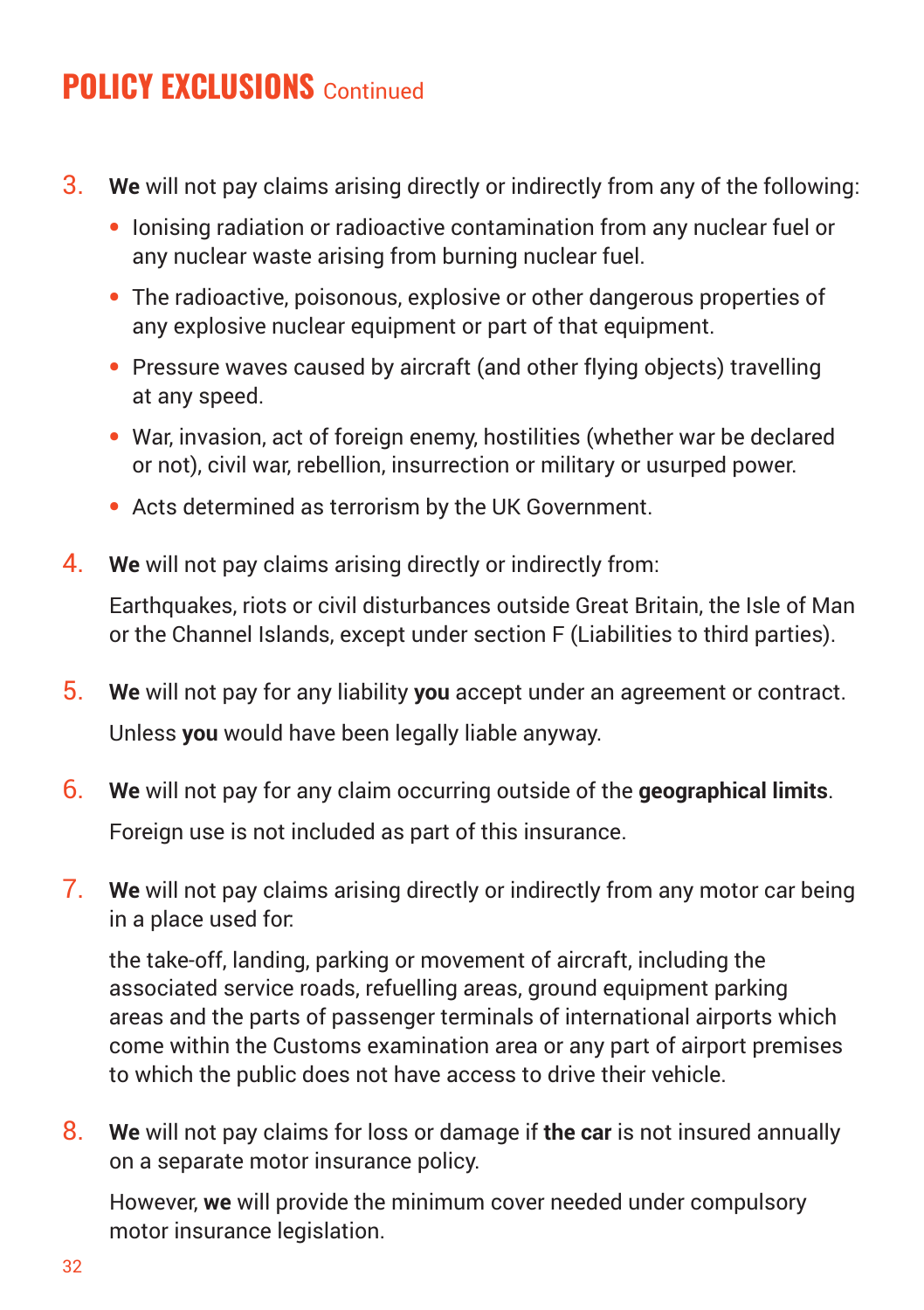# POLICY EXCLUSIONS Continued

3. **We** will not pay claims arising directly or indirectly from any of the following:
   - Ionising radiation or radioactive contamination from any nuclear fuel or any nuclear waste arising from burning nuclear fuel.
   - The radioactive, poisonous, explosive or other dangerous properties of any explosive nuclear equipment or part of that equipment.
   - Pressure waves caused by aircraft (and other flying objects) travelling at any speed.
   - War, invasion, act of foreign enemy, hostilities (whether war be declared or not), civil war, rebellion, insurrection or military or usurped power.
   - Acts determined as terrorism by the UK Government.

4. **We** will not pay claims arising directly or indirectly from:

   Earthquakes, riots or civil disturbances outside Great Britain, the Isle of Man or the Channel Islands, except under section F (Liabilities to third parties).

5. **We** will not pay for any liability **you** accept under an agreement or contract.

   Unless **you** would have been legally liable anyway.

6. **We** will not pay for any claim occurring outside of the **geographical limits**.

   Foreign use is not included as part of this insurance.

7. **We** will not pay claims arising directly or indirectly from any motor car being in a place used for:

   the take-off, landing, parking or movement of aircraft, including the associated service roads, refuelling areas, ground equipment parking areas and the parts of passenger terminals of international airports which come within the Customs examination area or any part of airport premises to which the public does not have access to drive their vehicle.

8. **We** will not pay claims for loss or damage if **the car** is not insured annually on a separate motor insurance policy.

   However, **we** will provide the minimum cover needed under compulsory motor insurance legislation.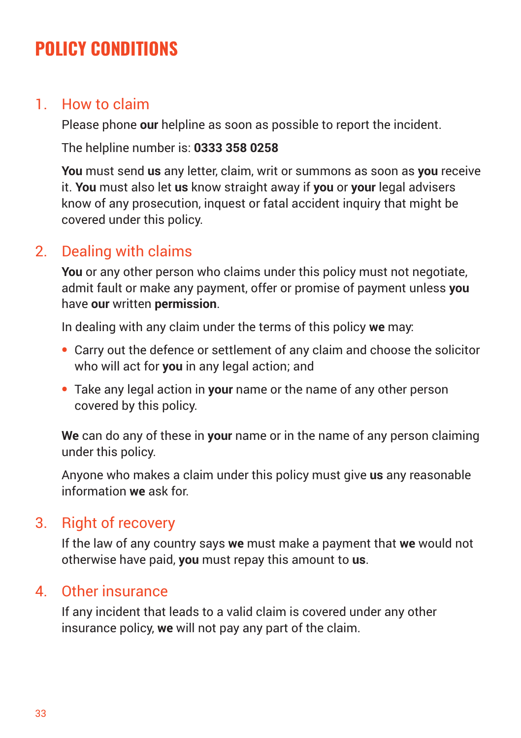# POLICY CONDITIONS

## 1. How to claim

Please phone **our** helpline as soon as possible to report the incident.

The helpline number is: **0333 358 0258**

**You** must send **us** any letter, claim, writ or summons as soon as **you** receive it. **You** must also let **us** know straight away if **you** or **your** legal advisers know of any prosecution, inquest or fatal accident inquiry that might be covered under this policy.

## 2. Dealing with claims

**You** or any other person who claims under this policy must not negotiate, admit fault or make any payment, offer or promise of payment unless **you** have **our** written **permission**.

In dealing with any claim under the terms of this policy **we** may:

- Carry out the defence or settlement of any claim and choose the solicitor who will act for **you** in any legal action; and
- Take any legal action in **your** name or the name of any other person covered by this policy.

**We** can do any of these in **your** name or in the name of any person claiming under this policy.

Anyone who makes a claim under this policy must give **us** any reasonable information **we** ask for.

## 3. Right of recovery

If the law of any country says **we** must make a payment that **we** would not otherwise have paid, **you** must repay this amount to **us**.

## 4. Other insurance

If any incident that leads to a valid claim is covered under any other insurance policy, **we** will not pay any part of the claim.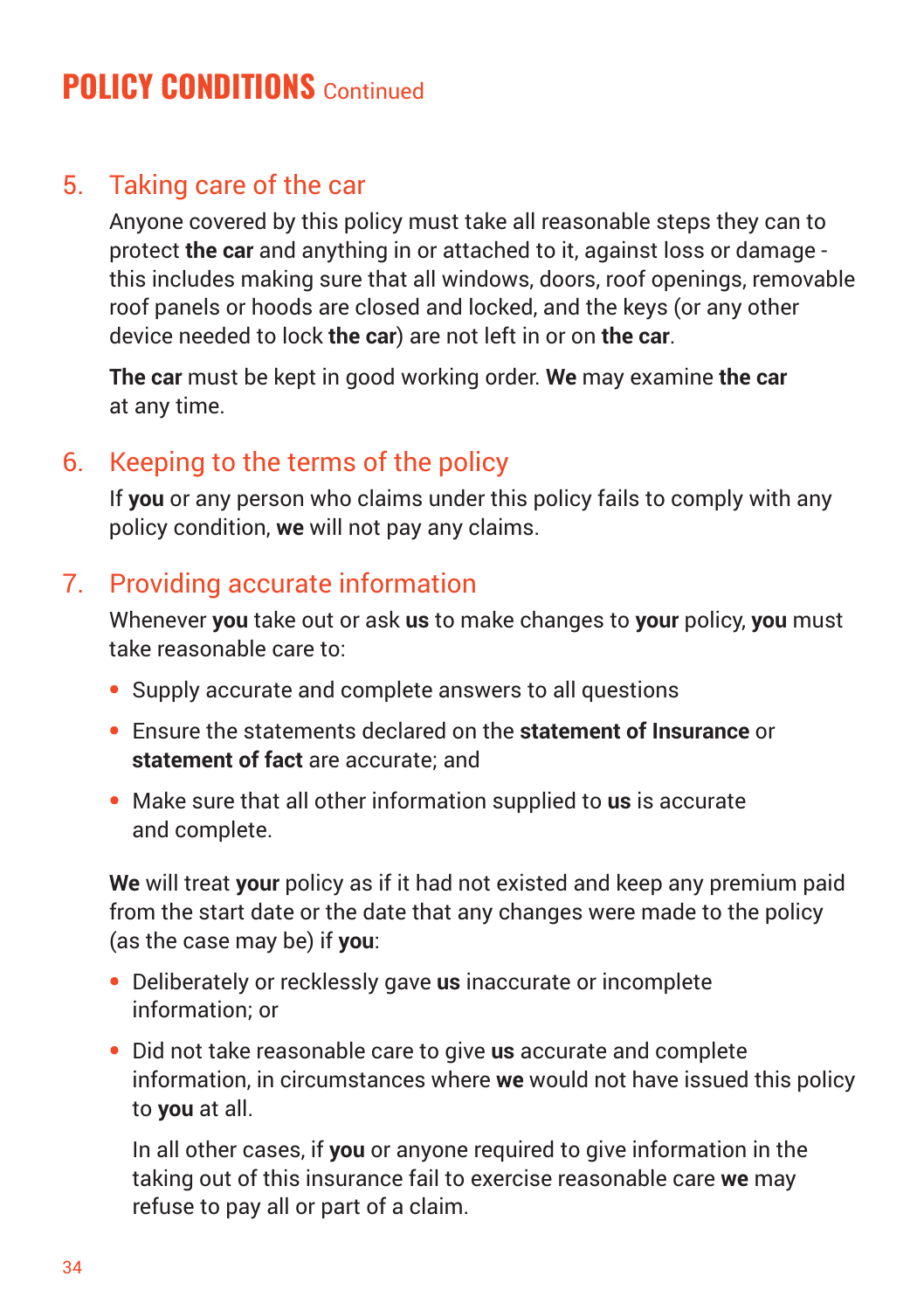# POLICY CONDITIONS Continued

## 5. Taking care of the car

Anyone covered by this policy must take all reasonable steps they can to protect **the car** and anything in or attached to it, against loss or damage - this includes making sure that all windows, doors, roof openings, removable roof panels or hoods are closed and locked, and the keys (or any other device needed to lock **the car**) are not left in or on **the car**.

**The car** must be kept in good working order. **We** may examine **the car** at any time.

## 6. Keeping to the terms of the policy

If **you** or any person who claims under this policy fails to comply with any policy condition, **we** will not pay any claims.

## 7. Providing accurate information

Whenever **you** take out or ask **us** to make changes to **your** policy, **you** must take reasonable care to:

- Supply accurate and complete answers to all questions
- Ensure the statements declared on the **statement of Insurance** or **statement of fact** are accurate; and
- Make sure that all other information supplied to **us** is accurate and complete.

**We** will treat **your** policy as if it had not existed and keep any premium paid from the start date or the date that any changes were made to the policy (as the case may be) if **you**:

- Deliberately or recklessly gave **us** inaccurate or incomplete information; or
- Did not take reasonable care to give **us** accurate and complete information, in circumstances where **we** would not have issued this policy to **you** at all.

  In all other cases, if **you** or anyone required to give information in the taking out of this insurance fail to exercise reasonable care **we** may refuse to pay all or part of a claim.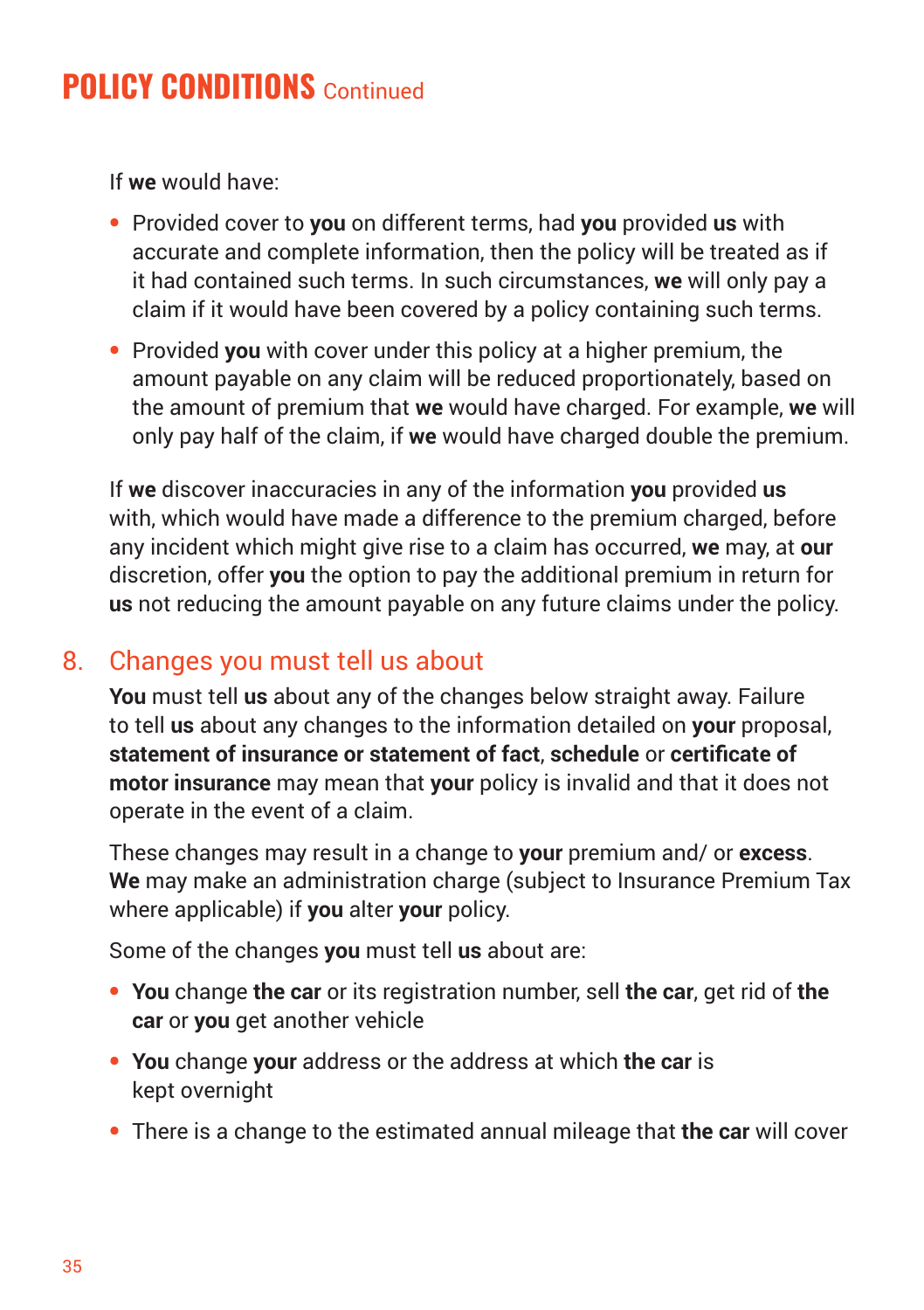# POLICY CONDITIONS Continued

If **we** would have:

- Provided cover to **you** on different terms, had **you** provided **us** with accurate and complete information, then the policy will be treated as if it had contained such terms. In such circumstances, **we** will only pay a claim if it would have been covered by a policy containing such terms.
- Provided **you** with cover under this policy at a higher premium, the amount payable on any claim will be reduced proportionately, based on the amount of premium that **we** would have charged. For example, **we** will only pay half of the claim, if **we** would have charged double the premium.

If **we** discover inaccuracies in any of the information **you** provided **us** with, which would have made a difference to the premium charged, before any incident which might give rise to a claim has occurred, **we** may, at **our** discretion, offer **you** the option to pay the additional premium in return for **us** not reducing the amount payable on any future claims under the policy.

## 8. Changes you must tell us about

**You** must tell **us** about any of the changes below straight away. Failure to tell **us** about any changes to the information detailed on **your** proposal, **statement of insurance or statement of fact**, **schedule** or **certificate of motor insurance** may mean that **your** policy is invalid and that it does not operate in the event of a claim.

These changes may result in a change to **your** premium and/ or **excess**. **We** may make an administration charge (subject to Insurance Premium Tax where applicable) if **you** alter **your** policy.

Some of the changes **you** must tell **us** about are:

- **You** change **the car** or its registration number, sell **the car**, get rid of **the car** or **you** get another vehicle
- **You** change **your** address or the address at which **the car** is kept overnight
- There is a change to the estimated annual mileage that **the car** will cover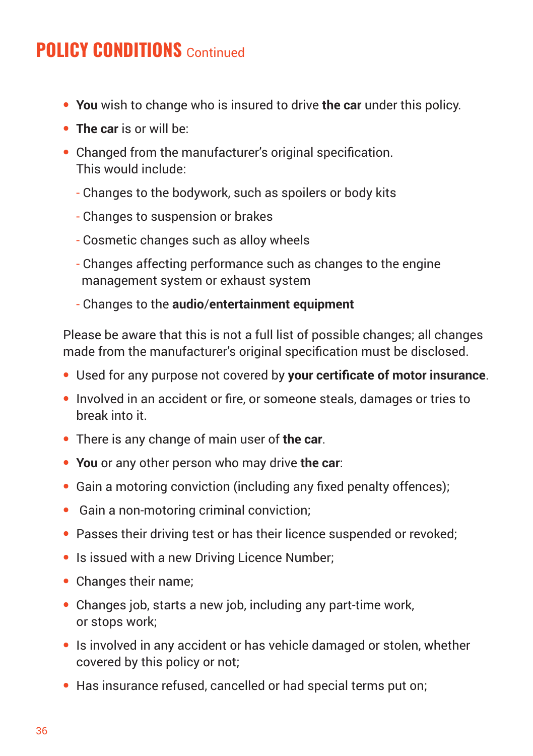## POLICY CONDITIONS Continued

- **You** wish to change who is insured to drive **the car** under this policy.
- **The car** is or will be:
- Changed from the manufacturer's original specification. This would include:
  - Changes to the bodywork, such as spoilers or body kits
  - Changes to suspension or brakes
  - Cosmetic changes such as alloy wheels
  - Changes affecting performance such as changes to the engine management system or exhaust system
  - Changes to the **audio/entertainment equipment**

Please be aware that this is not a full list of possible changes; all changes made from the manufacturer's original specification must be disclosed.

- Used for any purpose not covered by **your certificate of motor insurance**.
- Involved in an accident or fire, or someone steals, damages or tries to break into it.
- There is any change of main user of **the car**.
- **You** or any other person who may drive **the car**:
- Gain a motoring conviction (including any fixed penalty offences);
- Gain a non-motoring criminal conviction;
- Passes their driving test or has their licence suspended or revoked;
- Is issued with a new Driving Licence Number;
- Changes their name;
- Changes job, starts a new job, including any part-time work, or stops work;
- Is involved in any accident or has vehicle damaged or stolen, whether covered by this policy or not;
- Has insurance refused, cancelled or had special terms put on;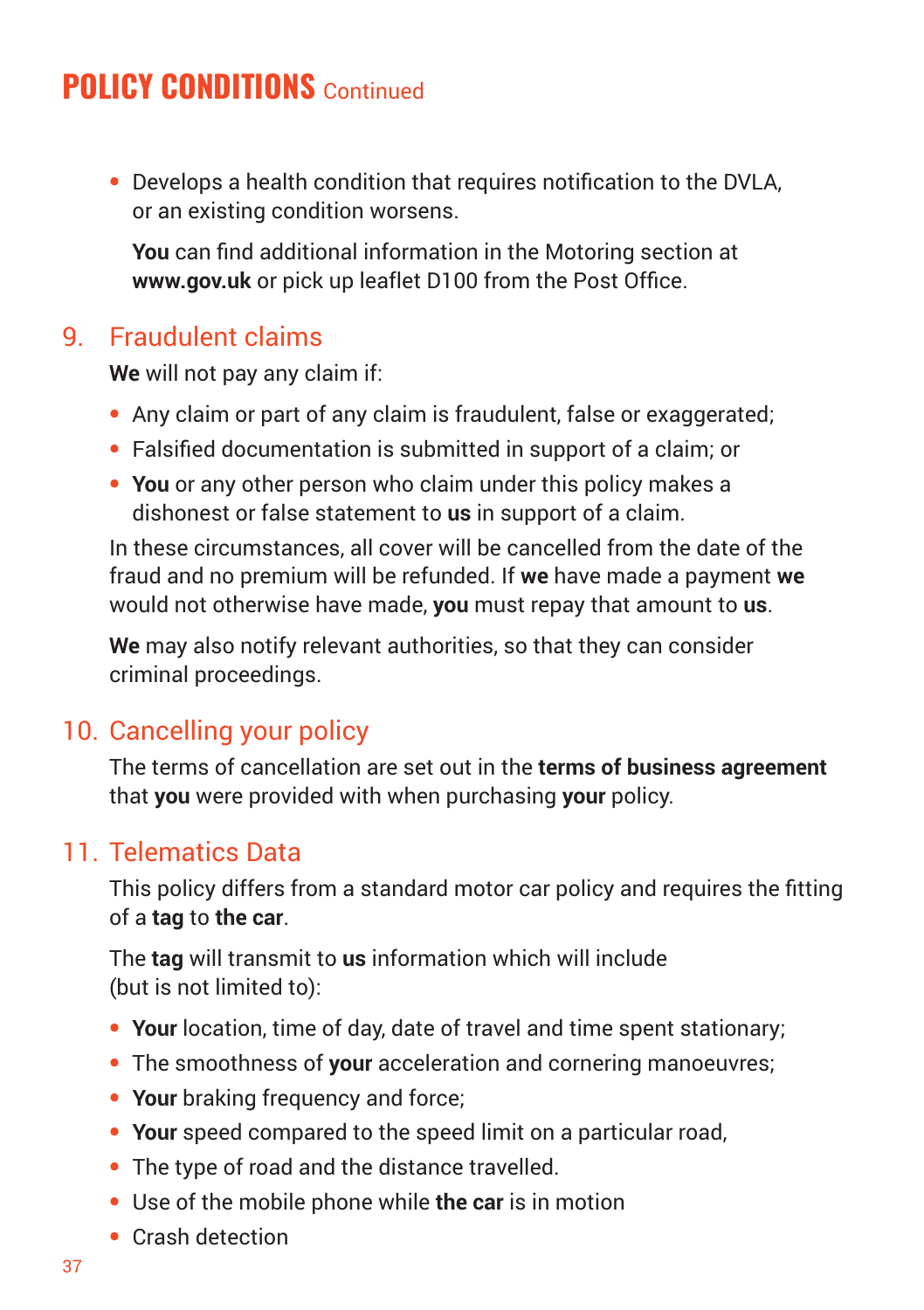# POLICY CONDITIONS Continued

- Develops a health condition that requires notification to the DVLA, or an existing condition worsens.

  **You** can find additional information in the Motoring section at **www.gov.uk** or pick up leaflet D100 from the Post Office.

## 9. Fraudulent claims

**We** will not pay any claim if:

- Any claim or part of any claim is fraudulent, false or exaggerated;
- Falsified documentation is submitted in support of a claim; or
- **You** or any other person who claim under this policy makes a dishonest or false statement to **us** in support of a claim.

In these circumstances, all cover will be cancelled from the date of the fraud and no premium will be refunded. If **we** have made a payment **we** would not otherwise have made, **you** must repay that amount to **us**.

**We** may also notify relevant authorities, so that they can consider criminal proceedings.

## 10. Cancelling your policy

The terms of cancellation are set out in the **terms of business agreement** that **you** were provided with when purchasing **your** policy.

## 11. Telematics Data

This policy differs from a standard motor car policy and requires the fitting of a **tag** to **the car**.

The **tag** will transmit to **us** information which will include (but is not limited to):

- **Your** location, time of day, date of travel and time spent stationary;
- The smoothness of **your** acceleration and cornering manoeuvres;
- **Your** braking frequency and force;
- **Your** speed compared to the speed limit on a particular road,
- The type of road and the distance travelled.
- Use of the mobile phone while **the car** is in motion
- Crash detection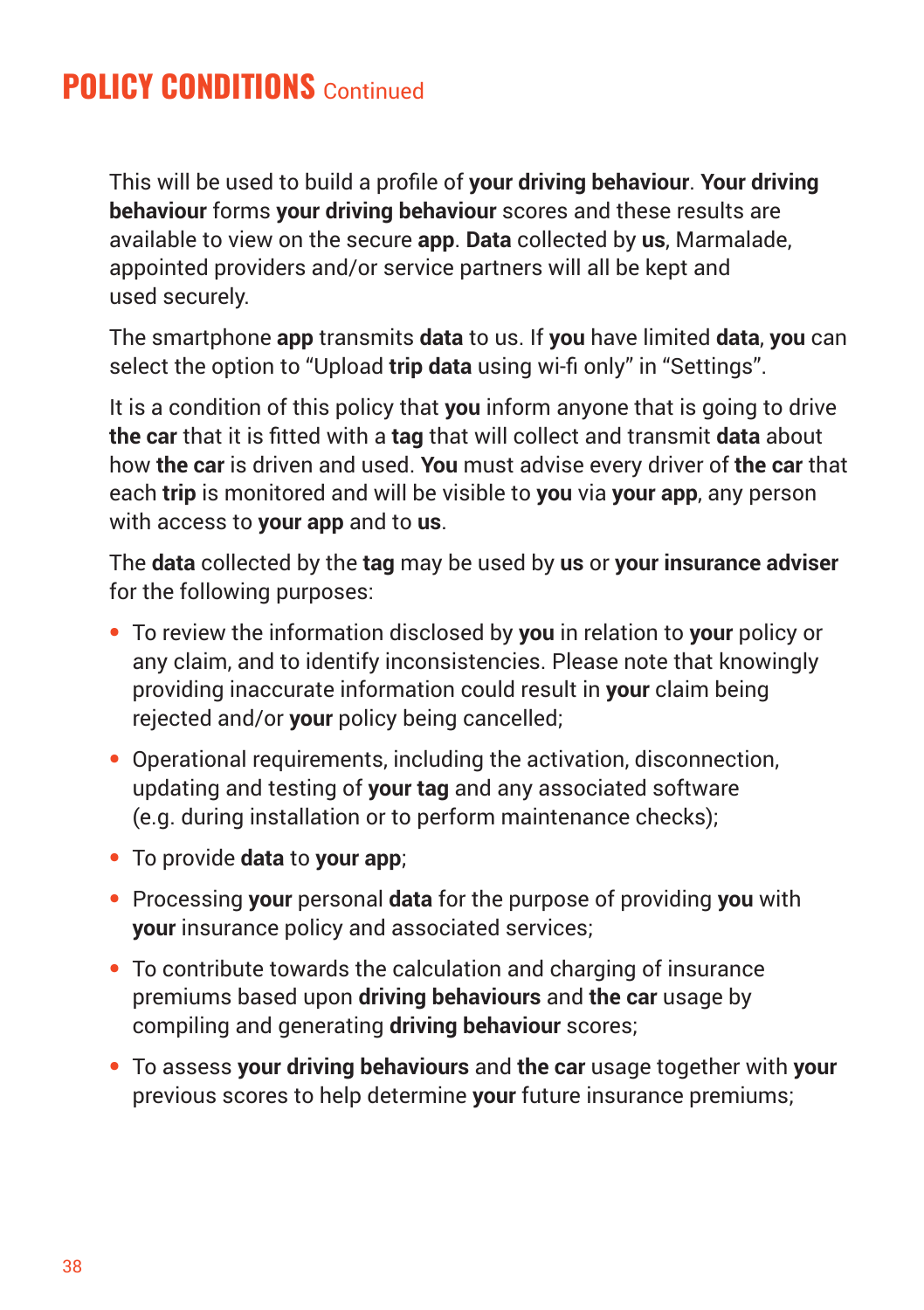# POLICY CONDITIONS Continued

This will be used to build a profile of **your driving behaviour**. **Your driving behaviour** forms **your driving behaviour** scores and these results are available to view on the secure **app**. **Data** collected by **us**, Marmalade, appointed providers and/or service partners will all be kept and used securely.

The smartphone **app** transmits **data** to us. If **you** have limited **data**, **you** can select the option to "Upload **trip data** using wi-fi only" in "Settings".

It is a condition of this policy that **you** inform anyone that is going to drive **the car** that it is fitted with a **tag** that will collect and transmit **data** about how **the car** is driven and used. **You** must advise every driver of **the car** that each **trip** is monitored and will be visible to **you** via **your app**, any person with access to **your app** and to **us**.

The **data** collected by the **tag** may be used by **us** or **your insurance adviser** for the following purposes:

- To review the information disclosed by **you** in relation to **your** policy or any claim, and to identify inconsistencies. Please note that knowingly providing inaccurate information could result in **your** claim being rejected and/or **your** policy being cancelled;
- Operational requirements, including the activation, disconnection, updating and testing of **your tag** and any associated software (e.g. during installation or to perform maintenance checks);
- To provide **data** to **your app**;
- Processing **your** personal **data** for the purpose of providing **you** with **your** insurance policy and associated services;
- To contribute towards the calculation and charging of insurance premiums based upon **driving behaviours** and **the car** usage by compiling and generating **driving behaviour** scores;
- To assess **your driving behaviours** and **the car** usage together with **your** previous scores to help determine **your** future insurance premiums;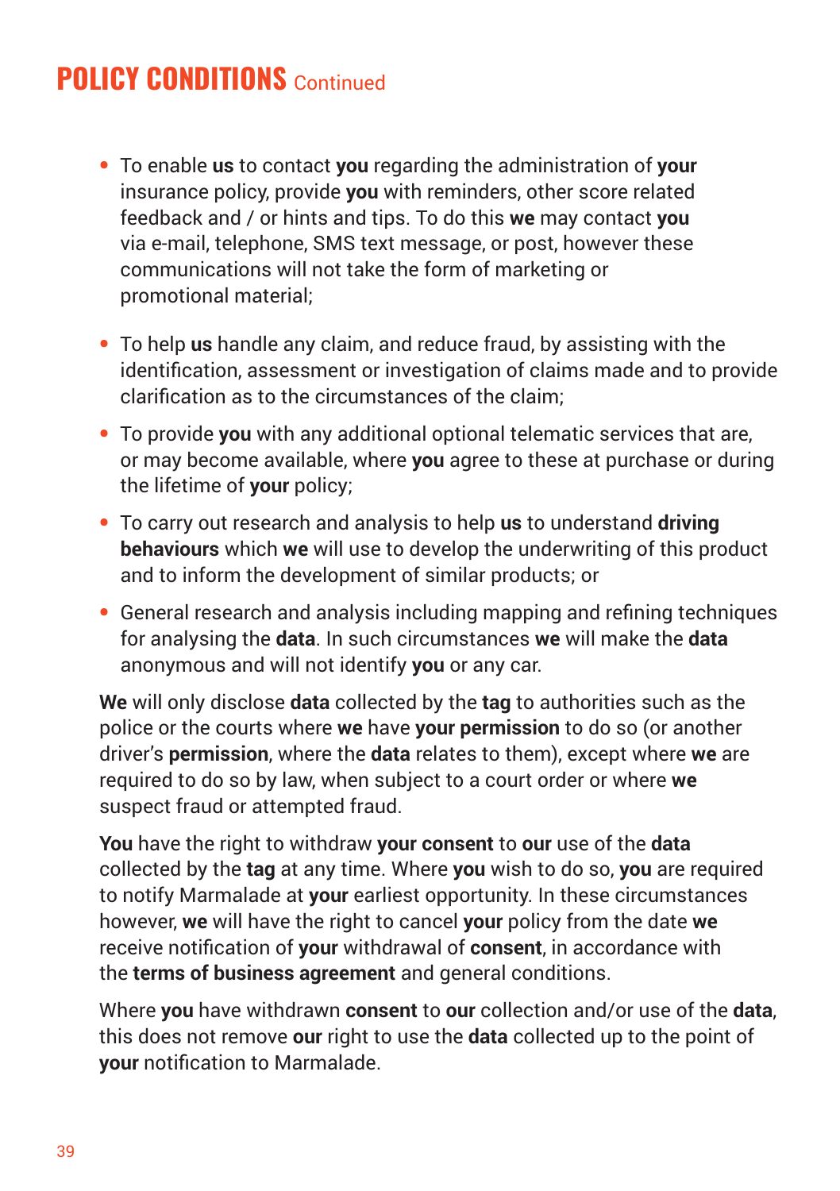# POLICY CONDITIONS Continued

- To enable **us** to contact **you** regarding the administration of **your** insurance policy, provide **you** with reminders, other score related feedback and / or hints and tips. To do this **we** may contact **you** via e-mail, telephone, SMS text message, or post, however these communications will not take the form of marketing or promotional material;
- To help **us** handle any claim, and reduce fraud, by assisting with the identification, assessment or investigation of claims made and to provide clarification as to the circumstances of the claim;
- To provide **you** with any additional optional telematic services that are, or may become available, where **you** agree to these at purchase or during the lifetime of **your** policy;
- To carry out research and analysis to help **us** to understand **driving behaviours** which **we** will use to develop the underwriting of this product and to inform the development of similar products; or
- General research and analysis including mapping and refining techniques for analysing the **data**. In such circumstances **we** will make the **data** anonymous and will not identify **you** or any car.

**We** will only disclose **data** collected by the **tag** to authorities such as the police or the courts where **we** have **your permission** to do so (or another driver's **permission**, where the **data** relates to them), except where **we** are required to do so by law, when subject to a court order or where **we** suspect fraud or attempted fraud.

**You** have the right to withdraw **your consent** to **our** use of the **data** collected by the **tag** at any time. Where **you** wish to do so, **you** are required to notify Marmalade at **your** earliest opportunity. In these circumstances however, **we** will have the right to cancel **your** policy from the date **we** receive notification of **your** withdrawal of **consent**, in accordance with the **terms of business agreement** and general conditions.

Where **you** have withdrawn **consent** to **our** collection and/or use of the **data**, this does not remove **our** right to use the **data** collected up to the point of **your** notification to Marmalade.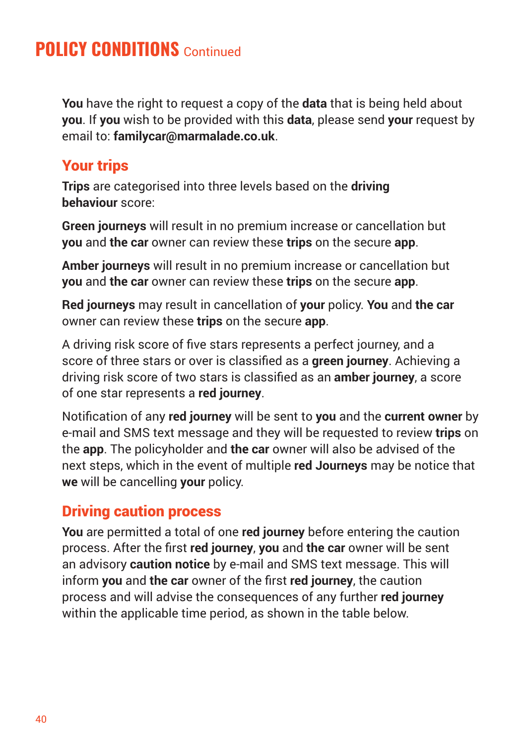# POLICY CONDITIONS Continued

**You** have the right to request a copy of the **data** that is being held about **you**. If **you** wish to be provided with this **data**, please send **your** request by email to: **familycar@marmalade.co.uk**.

## Your trips

**Trips** are categorised into three levels based on the **driving behaviour** score:

**Green journeys** will result in no premium increase or cancellation but **you** and **the car** owner can review these **trips** on the secure **app**.

**Amber journeys** will result in no premium increase or cancellation but **you** and **the car** owner can review these **trips** on the secure **app**.

**Red journeys** may result in cancellation of **your** policy. **You** and **the car** owner can review these **trips** on the secure **app**.

A driving risk score of five stars represents a perfect journey, and a score of three stars or over is classified as a **green journey**. Achieving a driving risk score of two stars is classified as an **amber journey**, a score of one star represents a **red journey**.

Notification of any **red journey** will be sent to **you** and the **current owner** by e-mail and SMS text message and they will be requested to review **trips** on the **app**. The policyholder and **the car** owner will also be advised of the next steps, which in the event of multiple **red Journeys** may be notice that **we** will be cancelling **your** policy.

## Driving caution process

**You** are permitted a total of one **red journey** before entering the caution process. After the first **red journey**, **you** and **the car** owner will be sent an advisory **caution notice** by e-mail and SMS text message. This will inform **you** and **the car** owner of the first **red journey**, the caution process and will advise the consequences of any further **red journey** within the applicable time period, as shown in the table below.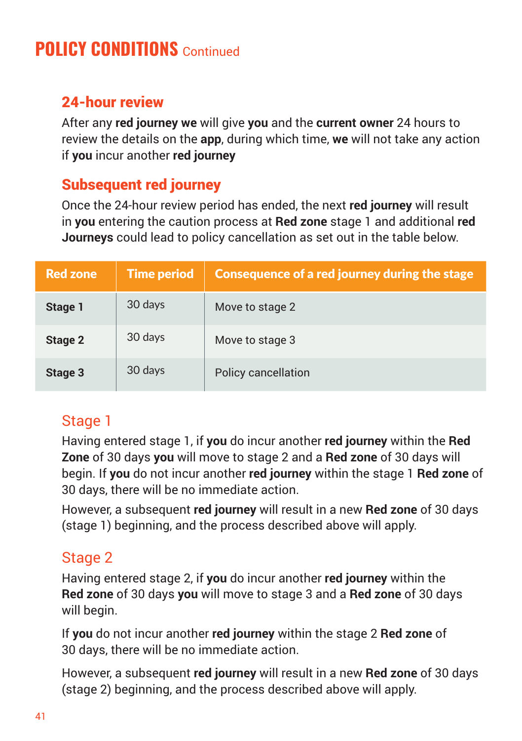# POLICY CONDITIONS Continued

## 24-hour review

After any **red journey we** will give **you** and the **current owner** 24 hours to review the details on the **app**, during which time, **we** will not take any action if **you** incur another **red journey**

## Subsequent red journey

Once the 24-hour review period has ended, the next **red journey** will result in **you** entering the caution process at **Red zone** stage 1 and additional **red Journeys** could lead to policy cancellation as set out in the table below.

| Red zone | Time period | Consequence of a red journey during the stage |
|---|---|---|
| **Stage 1** | 30 days | Move to stage 2 |
| **Stage 2** | 30 days | Move to stage 3 |
| **Stage 3** | 30 days | Policy cancellation |

### Stage 1

Having entered stage 1, if **you** do incur another **red journey** within the **Red Zone** of 30 days **you** will move to stage 2 and a **Red zone** of 30 days will begin. If **you** do not incur another **red journey** within the stage 1 **Red zone** of 30 days, there will be no immediate action.

However, a subsequent **red journey** will result in a new **Red zone** of 30 days (stage 1) beginning, and the process described above will apply.

### Stage 2

Having entered stage 2, if **you** do incur another **red journey** within the **Red zone** of 30 days **you** will move to stage 3 and a **Red zone** of 30 days will begin.

If **you** do not incur another **red journey** within the stage 2 **Red zone** of 30 days, there will be no immediate action.

However, a subsequent **red journey** will result in a new **Red zone** of 30 days (stage 2) beginning, and the process described above will apply.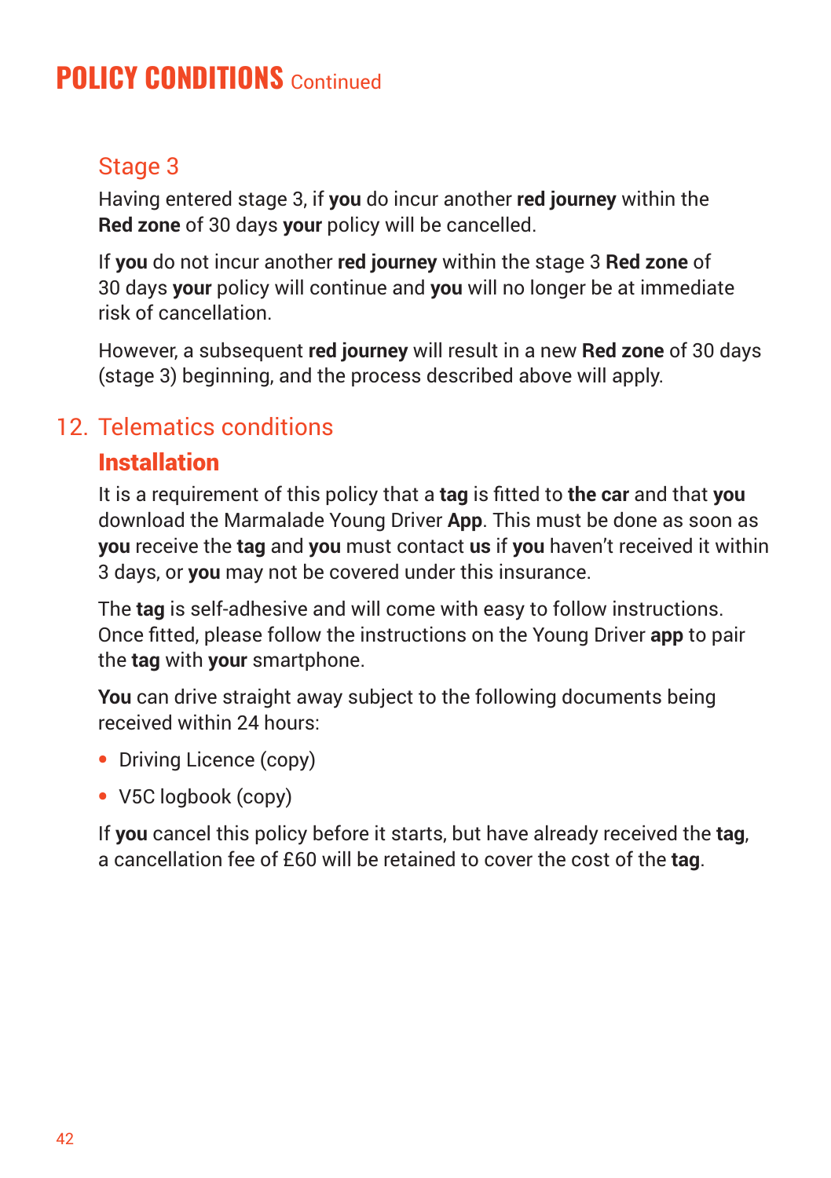# POLICY CONDITIONS Continued

### Stage 3

Having entered stage 3, if **you** do incur another **red journey** within the **Red zone** of 30 days **your** policy will be cancelled.

If **you** do not incur another **red journey** within the stage 3 **Red zone** of 30 days **your** policy will continue and **you** will no longer be at immediate risk of cancellation.

However, a subsequent **red journey** will result in a new **Red zone** of 30 days (stage 3) beginning, and the process described above will apply.

## 12. Telematics conditions

### Installation

It is a requirement of this policy that a **tag** is fitted to **the car** and that **you** download the Marmalade Young Driver **App**. This must be done as soon as **you** receive the **tag** and **you** must contact **us** if **you** haven't received it within 3 days, or **you** may not be covered under this insurance.

The **tag** is self-adhesive and will come with easy to follow instructions. Once fitted, please follow the instructions on the Young Driver **app** to pair the **tag** with **your** smartphone.

**You** can drive straight away subject to the following documents being received within 24 hours:

- Driving Licence (copy)
- V5C logbook (copy)

If **you** cancel this policy before it starts, but have already received the **tag**, a cancellation fee of £60 will be retained to cover the cost of the **tag**.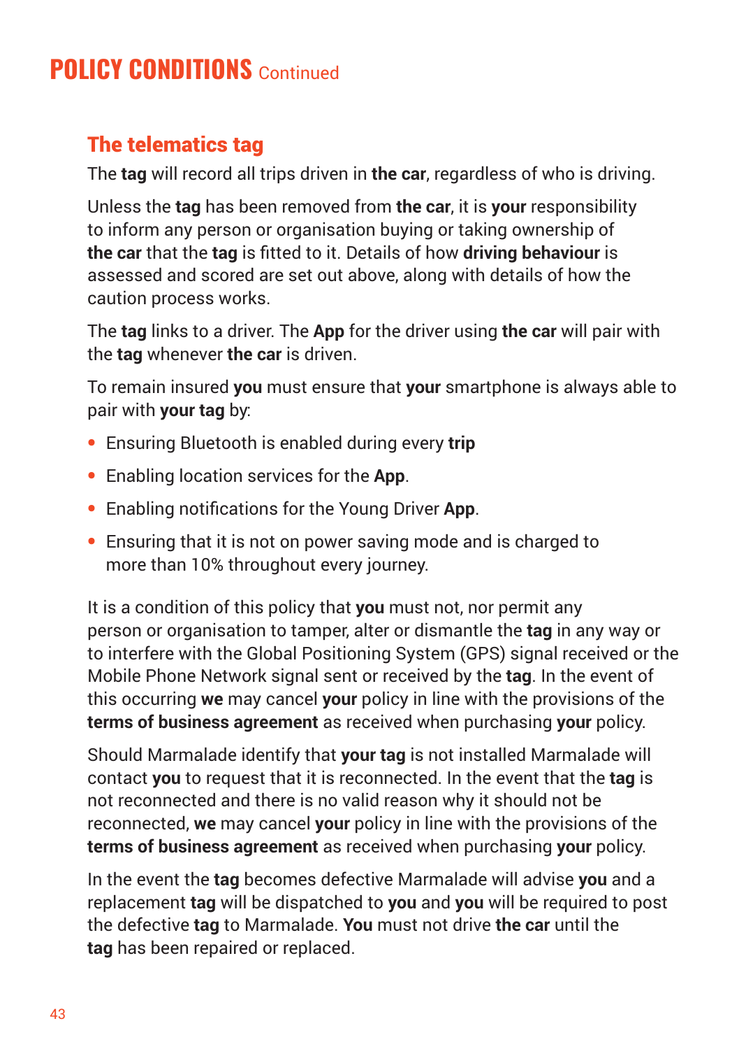# POLICY CONDITIONS Continued

## The telematics tag

The **tag** will record all trips driven in **the car**, regardless of who is driving.

Unless the **tag** has been removed from **the car**, it is **your** responsibility to inform any person or organisation buying or taking ownership of **the car** that the **tag** is fitted to it. Details of how **driving behaviour** is assessed and scored are set out above, along with details of how the caution process works.

The **tag** links to a driver. The **App** for the driver using **the car** will pair with the **tag** whenever **the car** is driven.

To remain insured **you** must ensure that **your** smartphone is always able to pair with **your tag** by:

- Ensuring Bluetooth is enabled during every **trip**
- Enabling location services for the **App**.
- Enabling notifications for the Young Driver **App**.
- Ensuring that it is not on power saving mode and is charged to more than 10% throughout every journey.

It is a condition of this policy that **you** must not, nor permit any person or organisation to tamper, alter or dismantle the **tag** in any way or to interfere with the Global Positioning System (GPS) signal received or the Mobile Phone Network signal sent or received by the **tag**. In the event of this occurring **we** may cancel **your** policy in line with the provisions of the **terms of business agreement** as received when purchasing **your** policy.

Should Marmalade identify that **your tag** is not installed Marmalade will contact **you** to request that it is reconnected. In the event that the **tag** is not reconnected and there is no valid reason why it should not be reconnected, **we** may cancel **your** policy in line with the provisions of the **terms of business agreement** as received when purchasing **your** policy.

In the event the **tag** becomes defective Marmalade will advise **you** and a replacement **tag** will be dispatched to **you** and **you** will be required to post the defective **tag** to Marmalade. **You** must not drive **the car** until the **tag** has been repaired or replaced.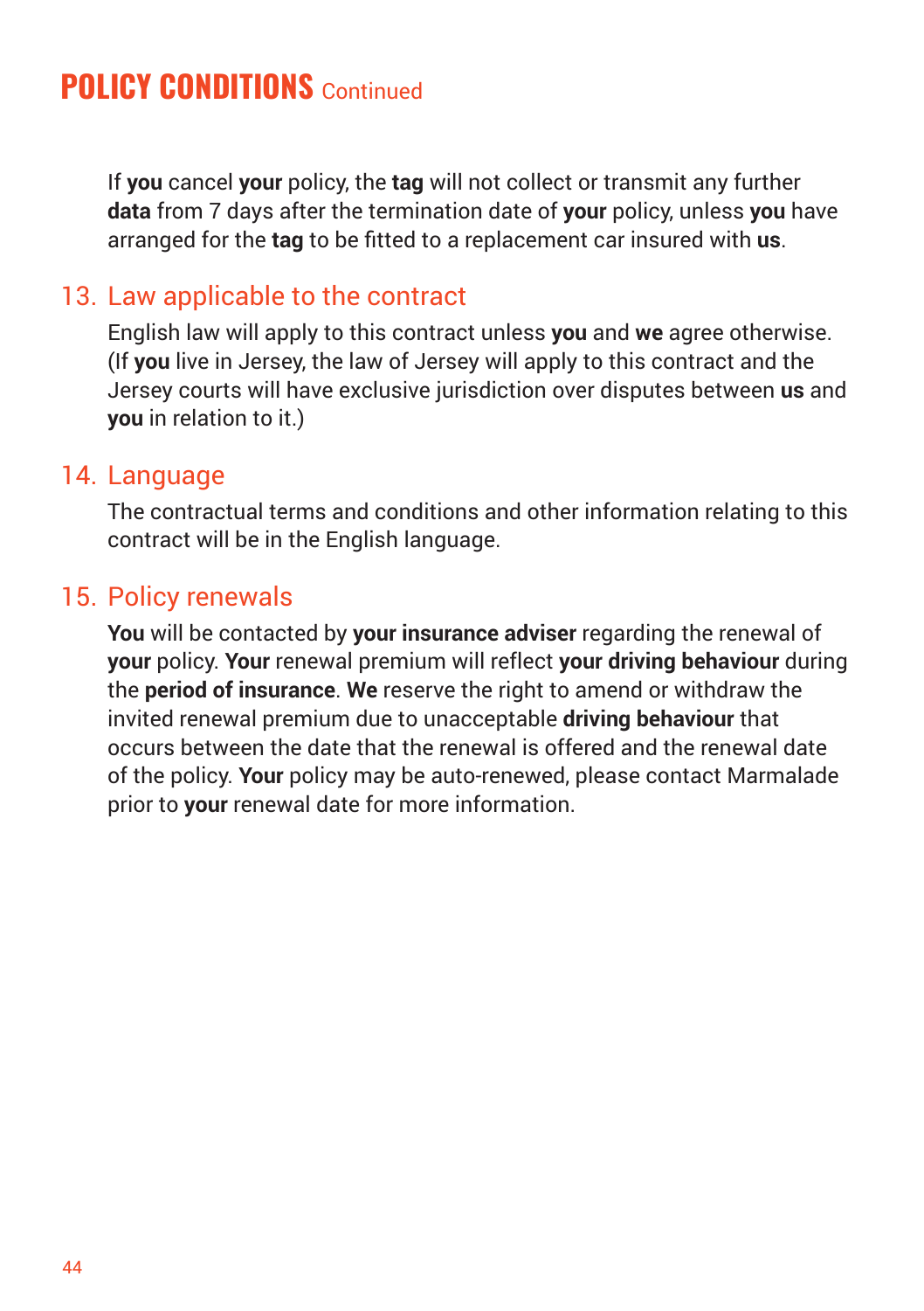# POLICY CONDITIONS Continued

If **you** cancel **your** policy, the **tag** will not collect or transmit any further **data** from 7 days after the termination date of **your** policy, unless **you** have arranged for the **tag** to be fitted to a replacement car insured with **us**.

## 13. Law applicable to the contract

English law will apply to this contract unless **you** and **we** agree otherwise. (If **you** live in Jersey, the law of Jersey will apply to this contract and the Jersey courts will have exclusive jurisdiction over disputes between **us** and **you** in relation to it.)

## 14. Language

The contractual terms and conditions and other information relating to this contract will be in the English language.

## 15. Policy renewals

**You** will be contacted by **your insurance adviser** regarding the renewal of **your** policy. **Your** renewal premium will reflect **your driving behaviour** during the **period of insurance**. **We** reserve the right to amend or withdraw the invited renewal premium due to unacceptable **driving behaviour** that occurs between the date that the renewal is offered and the renewal date of the policy. **Your** policy may be auto-renewed, please contact Marmalade prior to **your** renewal date for more information.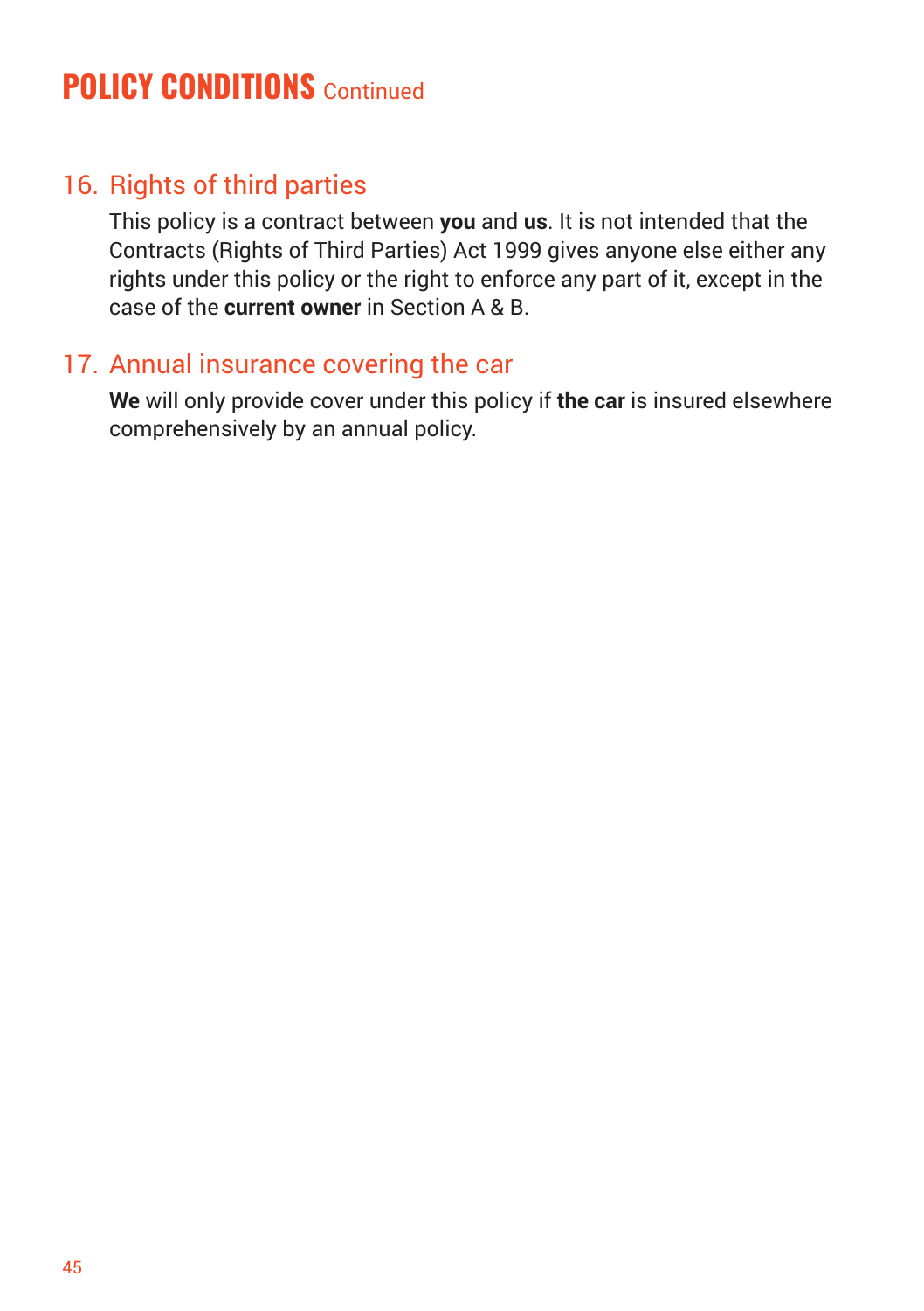# POLICY CONDITIONS Continued

## 16. Rights of third parties

This policy is a contract between **you** and **us**. It is not intended that the Contracts (Rights of Third Parties) Act 1999 gives anyone else either any rights under this policy or the right to enforce any part of it, except in the case of the **current owner** in Section A & B.

## 17. Annual insurance covering the car

**We** will only provide cover under this policy if **the car** is insured elsewhere comprehensively by an annual policy.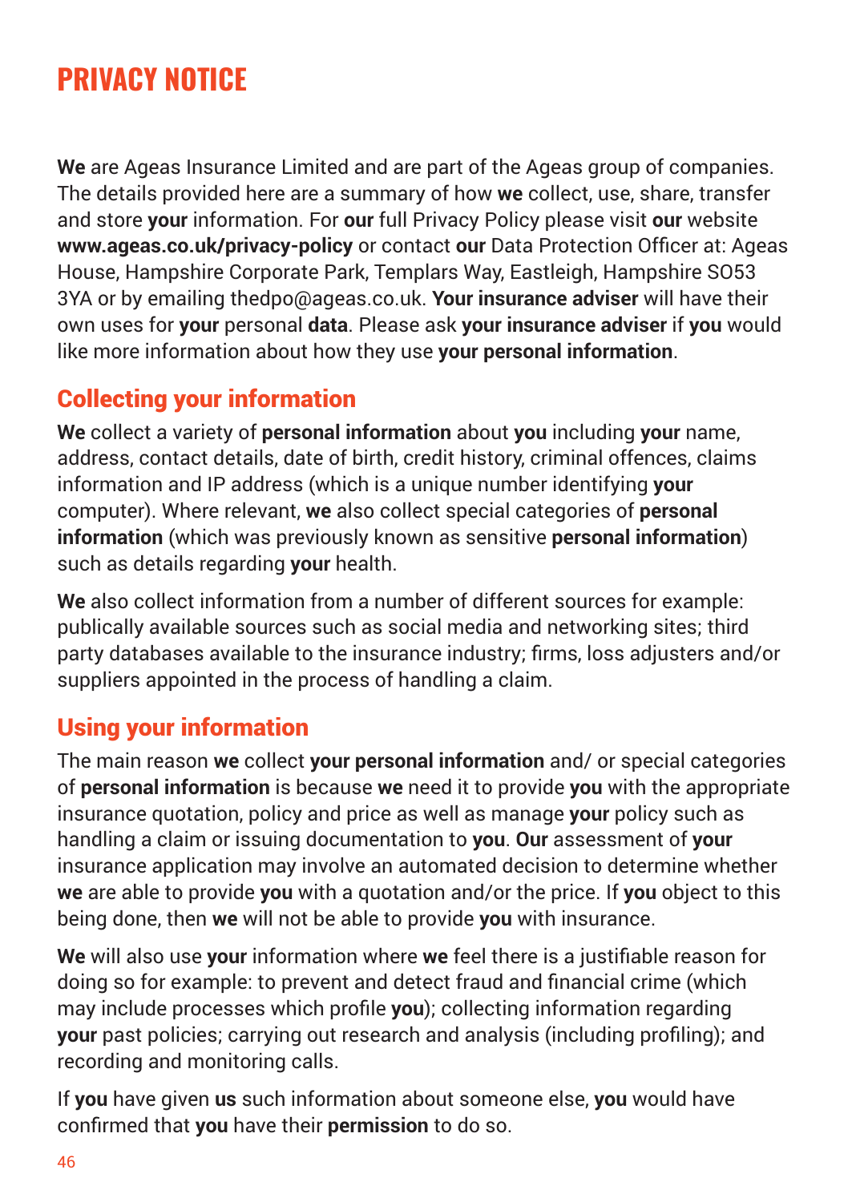# PRIVACY NOTICE

**We** are Ageas Insurance Limited and are part of the Ageas group of companies. The details provided here are a summary of how **we** collect, use, share, transfer and store **your** information. For **our** full Privacy Policy please visit **our** website **www.ageas.co.uk/privacy-policy** or contact **our** Data Protection Officer at: Ageas House, Hampshire Corporate Park, Templars Way, Eastleigh, Hampshire SO53 3YA or by emailing thedpo@ageas.co.uk. **Your insurance adviser** will have their own uses for **your** personal **data**. Please ask **your insurance adviser** if **you** would like more information about how they use **your personal information**.

## Collecting your information

**We** collect a variety of **personal information** about **you** including **your** name, address, contact details, date of birth, credit history, criminal offences, claims information and IP address (which is a unique number identifying **your** computer). Where relevant, **we** also collect special categories of **personal information** (which was previously known as sensitive **personal information**) such as details regarding **your** health.

**We** also collect information from a number of different sources for example: publically available sources such as social media and networking sites; third party databases available to the insurance industry; firms, loss adjusters and/or suppliers appointed in the process of handling a claim.

## Using your information

The main reason **we** collect **your personal information** and/ or special categories of **personal information** is because **we** need it to provide **you** with the appropriate insurance quotation, policy and price as well as manage **your** policy such as handling a claim or issuing documentation to **you**. **Our** assessment of **your** insurance application may involve an automated decision to determine whether **we** are able to provide **you** with a quotation and/or the price. If **you** object to this being done, then **we** will not be able to provide **you** with insurance.

**We** will also use **your** information where **we** feel there is a justifiable reason for doing so for example: to prevent and detect fraud and financial crime (which may include processes which profile **you**); collecting information regarding **your** past policies; carrying out research and analysis (including profiling); and recording and monitoring calls.

If **you** have given **us** such information about someone else, **you** would have confirmed that **you** have their **permission** to do so.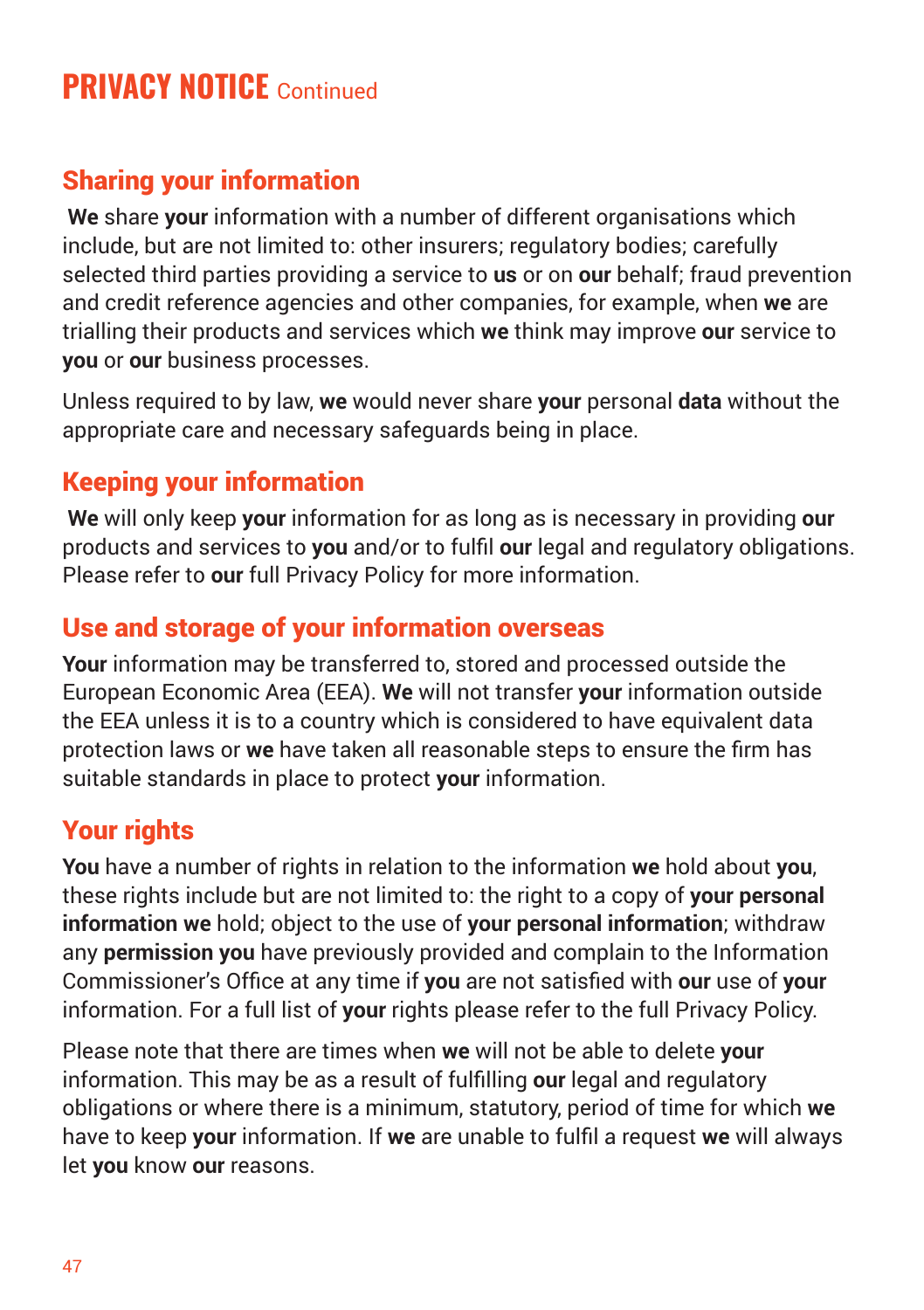# PRIVACY NOTICE Continued

## Sharing your information

**We** share **your** information with a number of different organisations which include, but are not limited to: other insurers; regulatory bodies; carefully selected third parties providing a service to **us** or on **our** behalf; fraud prevention and credit reference agencies and other companies, for example, when **we** are trialling their products and services which **we** think may improve **our** service to **you** or **our** business processes.

Unless required to by law, **we** would never share **your** personal **data** without the appropriate care and necessary safeguards being in place.

## Keeping your information

**We** will only keep **your** information for as long as is necessary in providing **our** products and services to **you** and/or to fulfil **our** legal and regulatory obligations. Please refer to **our** full Privacy Policy for more information.

## Use and storage of your information overseas

**Your** information may be transferred to, stored and processed outside the European Economic Area (EEA). **We** will not transfer **your** information outside the EEA unless it is to a country which is considered to have equivalent data protection laws or **we** have taken all reasonable steps to ensure the firm has suitable standards in place to protect **your** information.

## Your rights

**You** have a number of rights in relation to the information **we** hold about **you**, these rights include but are not limited to: the right to a copy of **your personal information we** hold; object to the use of **your personal information**; withdraw any **permission you** have previously provided and complain to the Information Commissioner's Office at any time if **you** are not satisfied with **our** use of **your** information. For a full list of **your** rights please refer to the full Privacy Policy.

Please note that there are times when **we** will not be able to delete **your** information. This may be as a result of fulfilling **our** legal and regulatory obligations or where there is a minimum, statutory, period of time for which **we** have to keep **your** information. If **we** are unable to fulfil a request **we** will always let **you** know **our** reasons.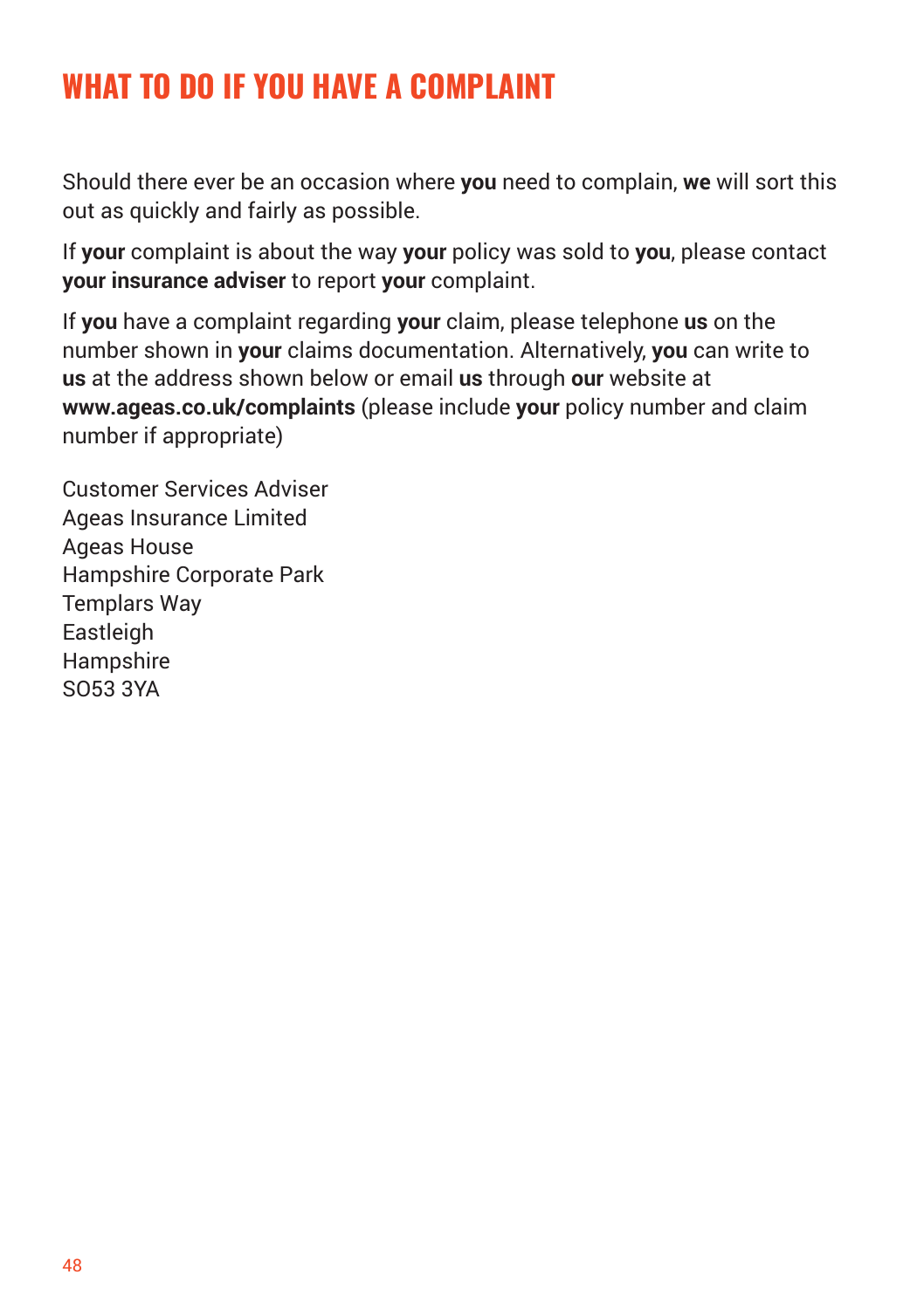# WHAT TO DO IF YOU HAVE A COMPLAINT

Should there ever be an occasion where **you** need to complain, **we** will sort this out as quickly and fairly as possible.

If **your** complaint is about the way **your** policy was sold to **you**, please contact **your insurance adviser** to report **your** complaint.

If **you** have a complaint regarding **your** claim, please telephone **us** on the number shown in **your** claims documentation. Alternatively, **you** can write to **us** at the address shown below or email **us** through **our** website at **www.ageas.co.uk/complaints** (please include **your** policy number and claim number if appropriate)

Customer Services Adviser
Ageas Insurance Limited
Ageas House
Hampshire Corporate Park
Templars Way
Eastleigh
Hampshire
SO53 3YA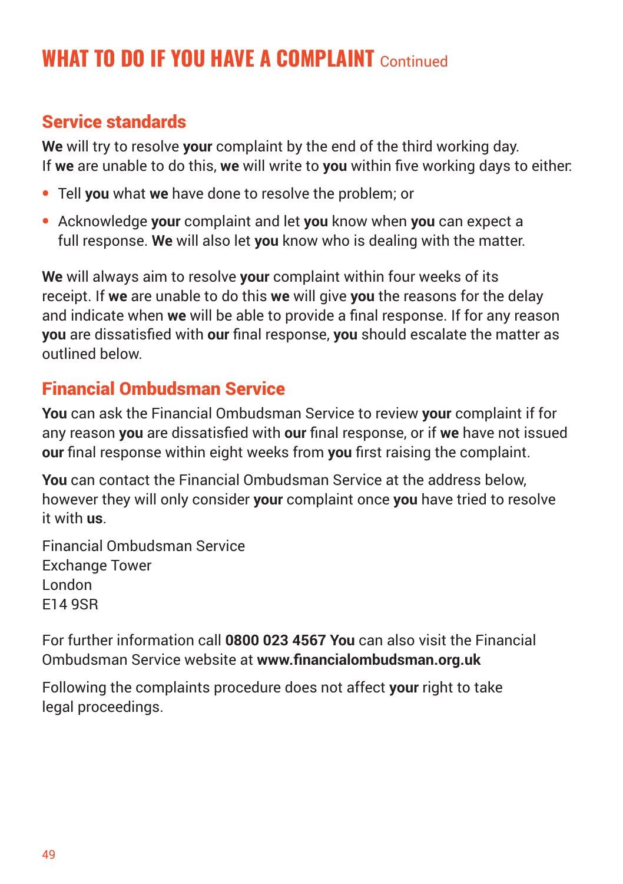# WHAT TO DO IF YOU HAVE A COMPLAINT Continued

## Service standards

**We** will try to resolve **your** complaint by the end of the third working day. If **we** are unable to do this, **we** will write to **you** within five working days to either:

- Tell **you** what **we** have done to resolve the problem; or
- Acknowledge **your** complaint and let **you** know when **you** can expect a full response. **We** will also let **you** know who is dealing with the matter.

**We** will always aim to resolve **your** complaint within four weeks of its receipt. If **we** are unable to do this **we** will give **you** the reasons for the delay and indicate when **we** will be able to provide a final response. If for any reason **you** are dissatisfied with **our** final response, **you** should escalate the matter as outlined below.

## Financial Ombudsman Service

**You** can ask the Financial Ombudsman Service to review **your** complaint if for any reason **you** are dissatisfied with **our** final response, or if **we** have not issued **our** final response within eight weeks from **you** first raising the complaint.

**You** can contact the Financial Ombudsman Service at the address below, however they will only consider **your** complaint once **you** have tried to resolve it with **us**.

Financial Ombudsman Service
Exchange Tower
London
E14 9SR

For further information call **0800 023 4567 You** can also visit the Financial Ombudsman Service website at **www.financialombudsman.org.uk**

Following the complaints procedure does not affect **your** right to take legal proceedings.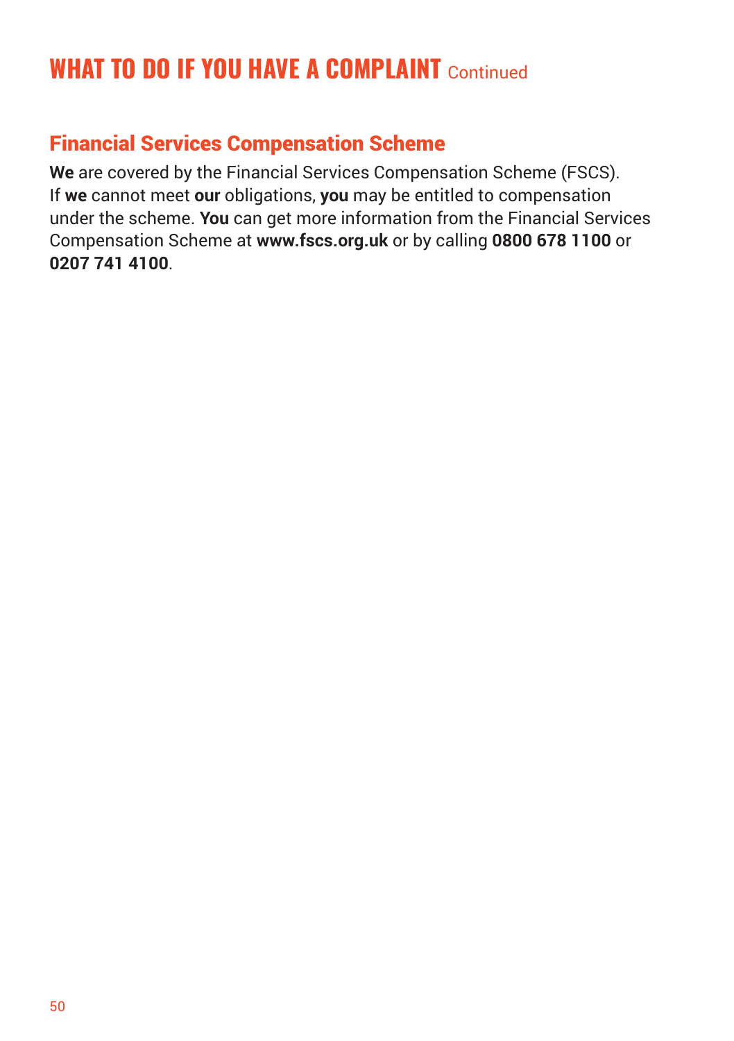# WHAT TO DO IF YOU HAVE A COMPLAINT Continued

## Financial Services Compensation Scheme

**We** are covered by the Financial Services Compensation Scheme (FSCS). If **we** cannot meet **our** obligations, **you** may be entitled to compensation under the scheme. **You** can get more information from the Financial Services Compensation Scheme at **www.fscs.org.uk** or by calling **0800 678 1100** or **0207 741 4100**.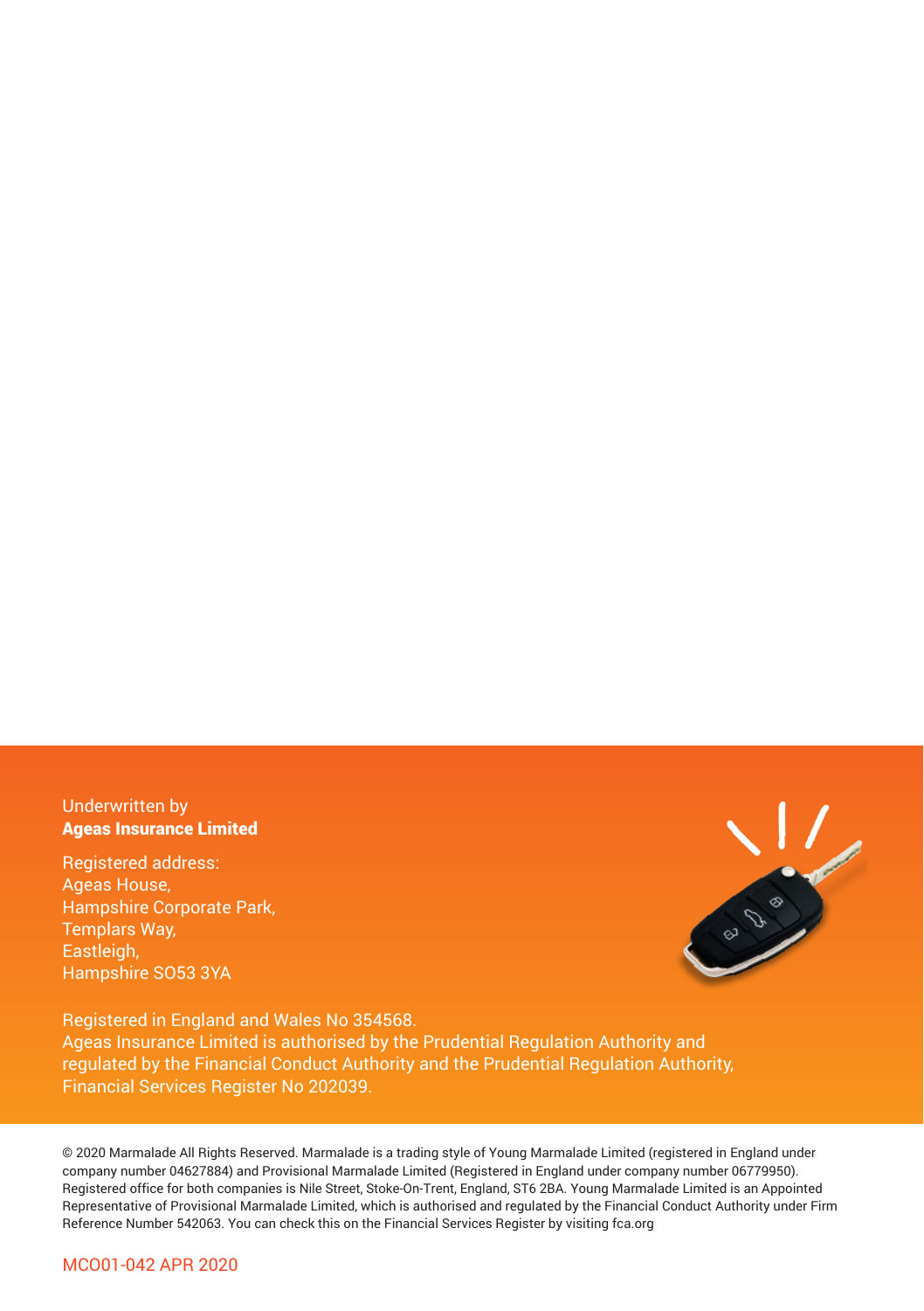Underwritten by
**Ageas Insurance Limited**

Registered address:
Ageas House,
Hampshire Corporate Park,
Templars Way,
Eastleigh,
Hampshire SO53 3YA

Registered in England and Wales No 354568.
Ageas Insurance Limited is authorised by the Prudential Regulation Authority and regulated by the Financial Conduct Authority and the Prudential Regulation Authority, Financial Services Register No 202039.

© 2020 Marmalade All Rights Reserved. Marmalade is a trading style of Young Marmalade Limited (registered in England under company number 04627884) and Provisional Marmalade Limited (Registered in England under company number 06779950). Registered office for both companies is Nile Street, Stoke-On-Trent, England, ST6 2BA. Young Marmalade Limited is an Appointed Representative of Provisional Marmalade Limited, which is authorised and regulated by the Financial Conduct Authority under Firm Reference Number 542063. You can check this on the Financial Services Register by visiting fca.org

MCO01-042 APR 2020